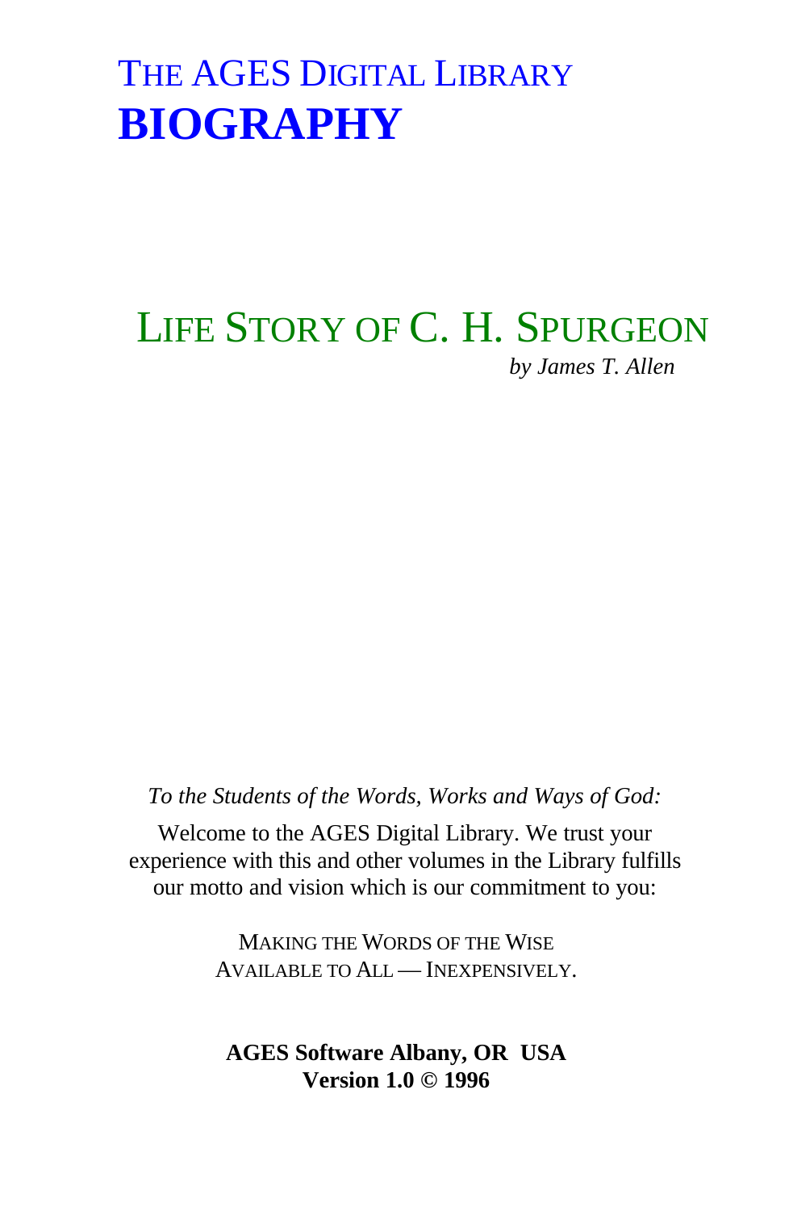# THE AGES DIGITAL LIBRARY
# **BIOGRAPHY**

## LIFE STORY OF C. H. SPURGEON

*by James T. Allen*

*To the Students of the Words, Works and Ways of God:*

Welcome to the AGES Digital Library. We trust your experience with this and other volumes in the Library fulfills our motto and vision which is our commitment to you:

MAKING THE WORDS OF THE WISE
AVAILABLE TO ALL — INEXPENSIVELY.

**AGES Software Albany, OR USA**
**Version 1.0 © 1996**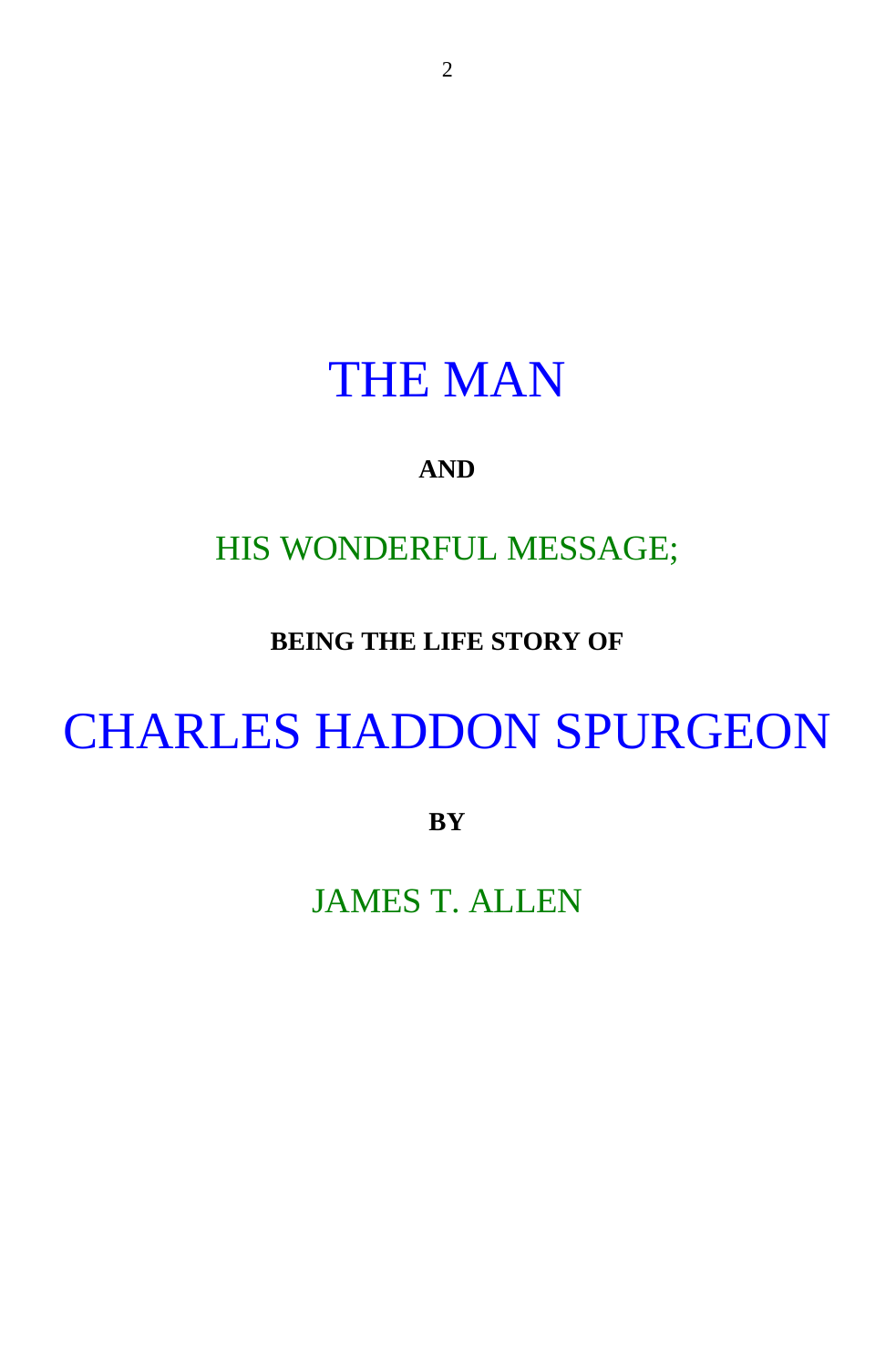# THE MAN

**AND**

## HIS WONDERFUL MESSAGE;

**BEING THE LIFE STORY OF**

# CHARLES HADDON SPURGEON

**BY**

## JAMES T. ALLEN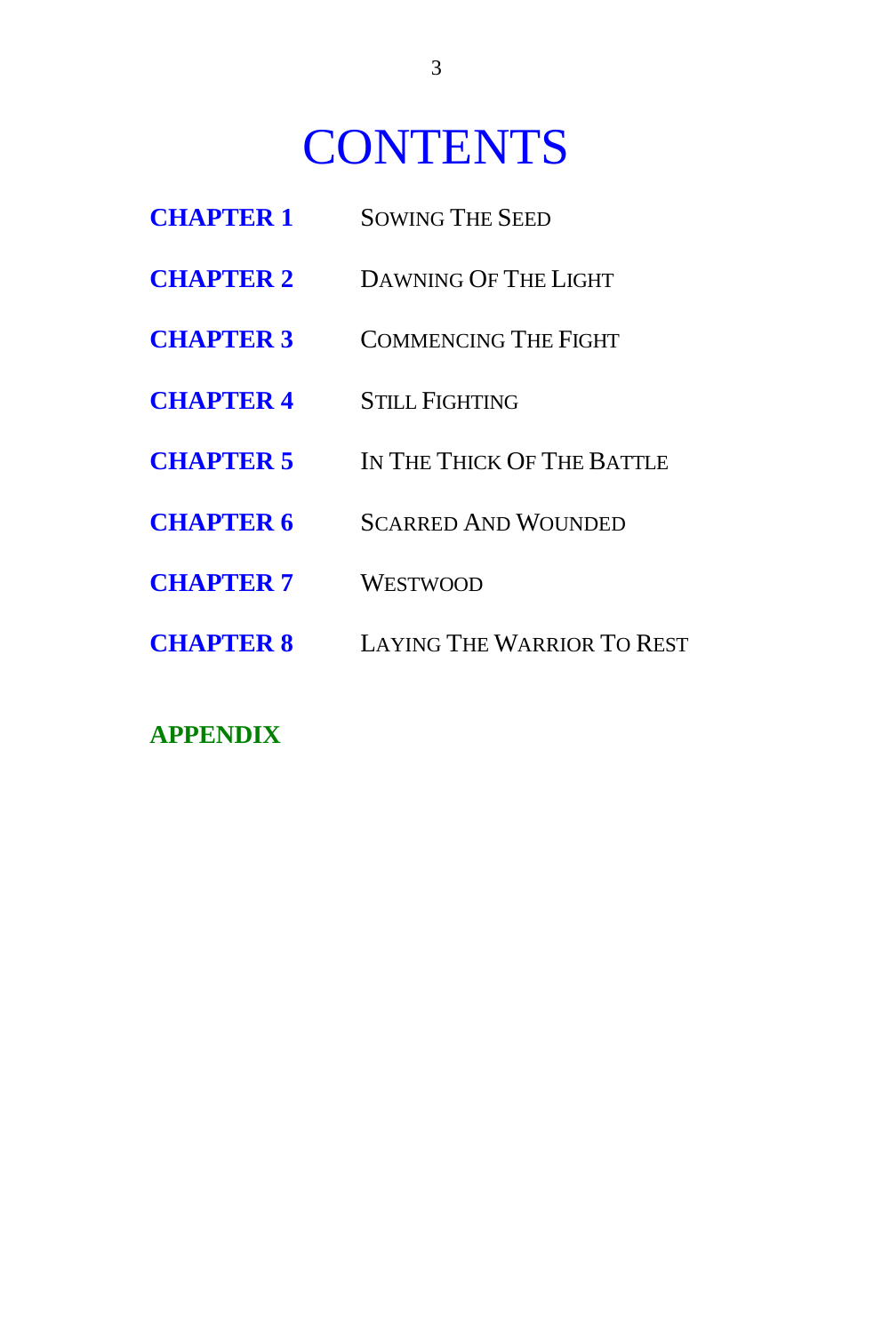# CONTENTS

| | |
|---|---|
| **CHAPTER 1** | SOWING THE SEED |
| **CHAPTER 2** | DAWNING OF THE LIGHT |
| **CHAPTER 3** | COMMENCING THE FIGHT |
| **CHAPTER 4** | STILL FIGHTING |
| **CHAPTER 5** | IN THE THICK OF THE BATTLE |
| **CHAPTER 6** | SCARRED AND WOUNDED |
| **CHAPTER 7** | WESTWOOD |
| **CHAPTER 8** | LAYING THE WARRIOR TO REST |

**APPENDIX**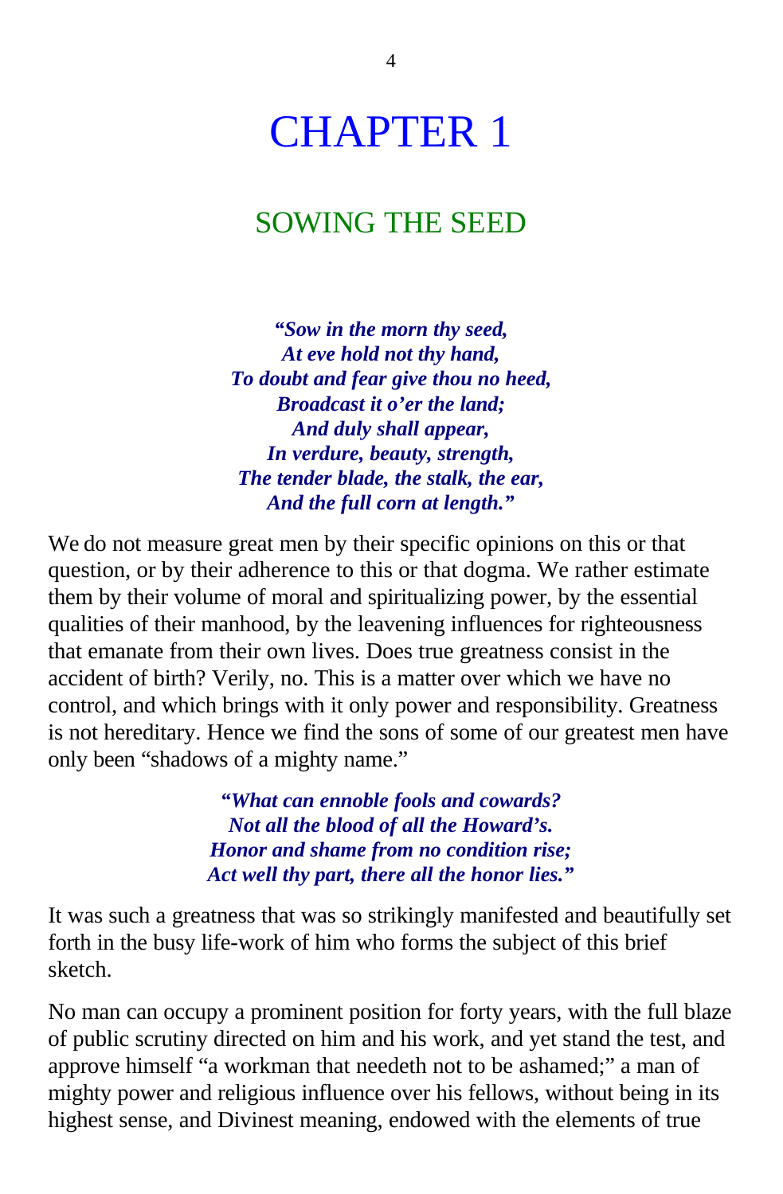# CHAPTER 1

## SOWING THE SEED

***"Sow in the morn thy seed,***
***At eve hold not thy hand,***
***To doubt and fear give thou no heed,***
***Broadcast it o'er the land;***
***And duly shall appear,***
***In verdure, beauty, strength,***
***The tender blade, the stalk, the ear,***
***And the full corn at length."***

We do not measure great men by their specific opinions on this or that question, or by their adherence to this or that dogma. We rather estimate them by their volume of moral and spiritualizing power, by the essential qualities of their manhood, by the leavening influences for righteousness that emanate from their own lives. Does true greatness consist in the accident of birth? Verily, no. This is a matter over which we have no control, and which brings with it only power and responsibility. Greatness is not hereditary. Hence we find the sons of some of our greatest men have only been "shadows of a mighty name."

***"What can ennoble fools and cowards?***
***Not all the blood of all the Howard's.***
***Honor and shame from no condition rise;***
***Act well thy part, there all the honor lies."***

It was such a greatness that was so strikingly manifested and beautifully set forth in the busy life-work of him who forms the subject of this brief sketch.

No man can occupy a prominent position for forty years, with the full blaze of public scrutiny directed on him and his work, and yet stand the test, and approve himself "a workman that needeth not to be ashamed;" a man of mighty power and religious influence over his fellows, without being in its highest sense, and Divinest meaning, endowed with the elements of true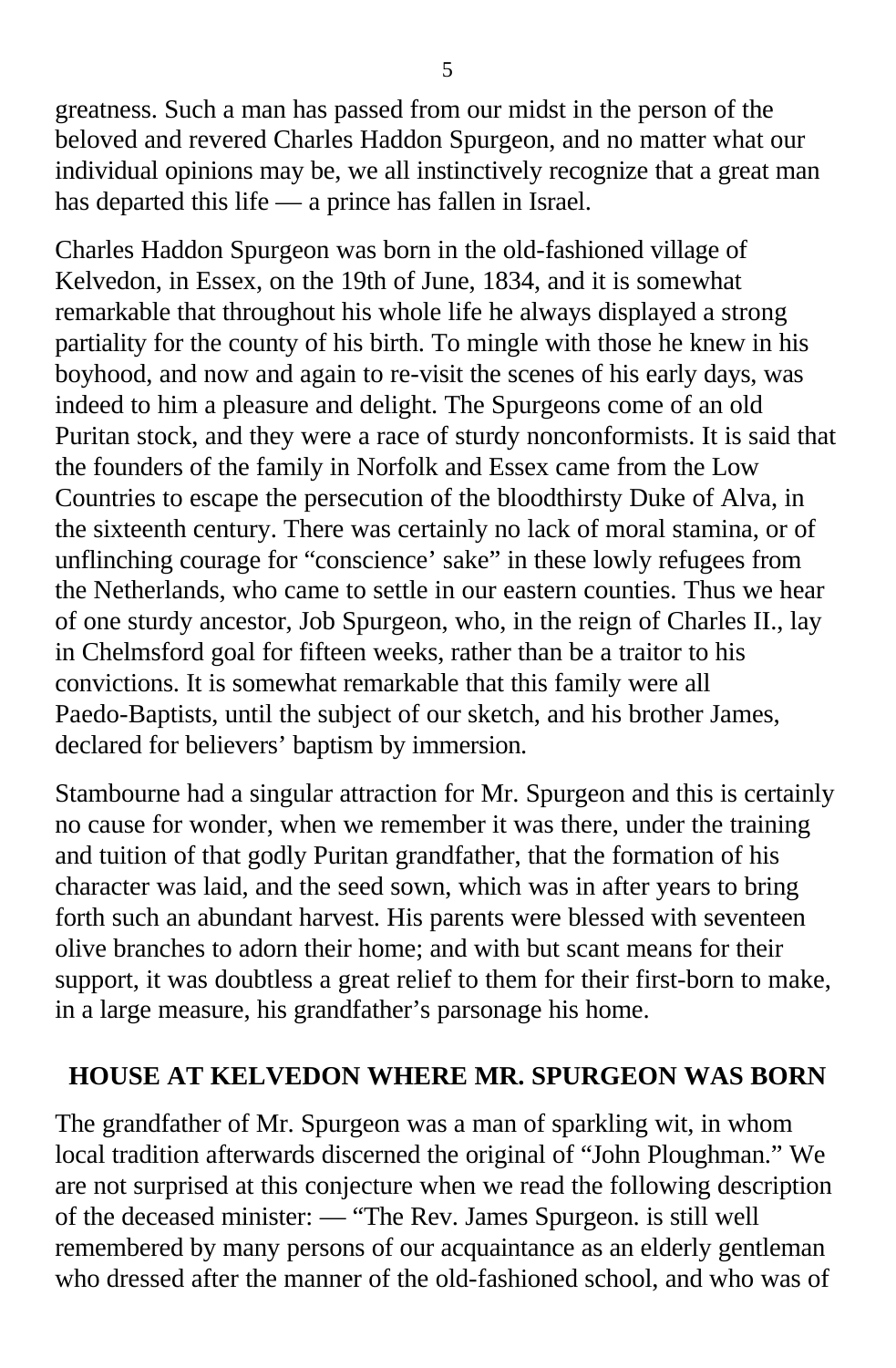greatness. Such a man has passed from our midst in the person of the beloved and revered Charles Haddon Spurgeon, and no matter what our individual opinions may be, we all instinctively recognize that a great man has departed this life — a prince has fallen in Israel.

Charles Haddon Spurgeon was born in the old-fashioned village of Kelvedon, in Essex, on the 19th of June, 1834, and it is somewhat remarkable that throughout his whole life he always displayed a strong partiality for the county of his birth. To mingle with those he knew in his boyhood, and now and again to re-visit the scenes of his early days, was indeed to him a pleasure and delight. The Spurgeons come of an old Puritan stock, and they were a race of sturdy nonconformists. It is said that the founders of the family in Norfolk and Essex came from the Low Countries to escape the persecution of the bloodthirsty Duke of Alva, in the sixteenth century. There was certainly no lack of moral stamina, or of unflinching courage for "conscience' sake" in these lowly refugees from the Netherlands, who came to settle in our eastern counties. Thus we hear of one sturdy ancestor, Job Spurgeon, who, in the reign of Charles II., lay in Chelmsford goal for fifteen weeks, rather than be a traitor to his convictions. It is somewhat remarkable that this family were all Paedo-Baptists, until the subject of our sketch, and his brother James, declared for believers' baptism by immersion.

Stambourne had a singular attraction for Mr. Spurgeon and this is certainly no cause for wonder, when we remember it was there, under the training and tuition of that godly Puritan grandfather, that the formation of his character was laid, and the seed sown, which was in after years to bring forth such an abundant harvest. His parents were blessed with seventeen olive branches to adorn their home; and with but scant means for their support, it was doubtless a great relief to them for their first-born to make, in a large measure, his grandfather's parsonage his home.

**HOUSE AT KELVEDON WHERE MR. SPURGEON WAS BORN**

The grandfather of Mr. Spurgeon was a man of sparkling wit, in whom local tradition afterwards discerned the original of "John Ploughman." We are not surprised at this conjecture when we read the following description of the deceased minister: — "The Rev. James Spurgeon. is still well remembered by many persons of our acquaintance as an elderly gentleman who dressed after the manner of the old-fashioned school, and who was of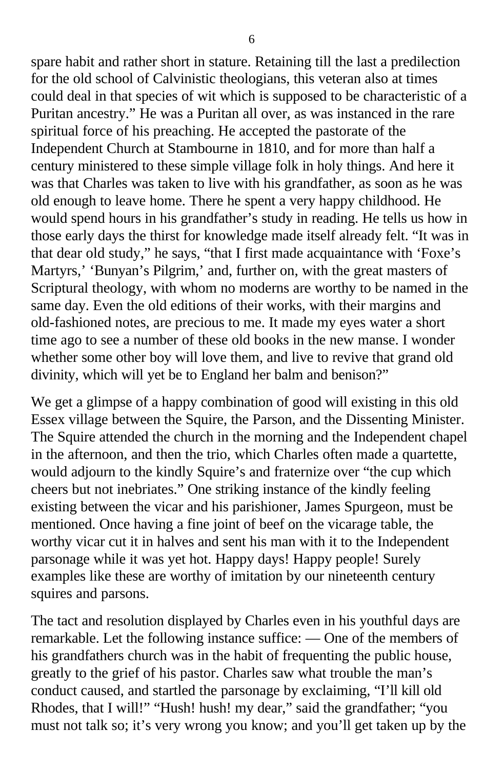spare habit and rather short in stature. Retaining till the last a predilection for the old school of Calvinistic theologians, this veteran also at times could deal in that species of wit which is supposed to be characteristic of a Puritan ancestry.” He was a Puritan all over, as was instanced in the rare spiritual force of his preaching. He accepted the pastorate of the Independent Church at Stambourne in 1810, and for more than half a century ministered to these simple village folk in holy things. And here it was that Charles was taken to live with his grandfather, as soon as he was old enough to leave home. There he spent a very happy childhood. He would spend hours in his grandfather’s study in reading. He tells us how in those early days the thirst for knowledge made itself already felt. “It was in that dear old study,” he says, “that I first made acquaintance with ‘Foxe’s Martyrs,’ ‘Bunyan’s Pilgrim,’ and, further on, with the great masters of Scriptural theology, with whom no moderns are worthy to be named in the same day. Even the old editions of their works, with their margins and old-fashioned notes, are precious to me. It made my eyes water a short time ago to see a number of these old books in the new manse. I wonder whether some other boy will love them, and live to revive that grand old divinity, which will yet be to England her balm and benison?”

We get a glimpse of a happy combination of good will existing in this old Essex village between the Squire, the Parson, and the Dissenting Minister. The Squire attended the church in the morning and the Independent chapel in the afternoon, and then the trio, which Charles often made a quartette, would adjourn to the kindly Squire’s and fraternize over “the cup which cheers but not inebriates.” One striking instance of the kindly feeling existing between the vicar and his parishioner, James Spurgeon, must be mentioned. Once having a fine joint of beef on the vicarage table, the worthy vicar cut it in halves and sent his man with it to the Independent parsonage while it was yet hot. Happy days! Happy people! Surely examples like these are worthy of imitation by our nineteenth century squires and parsons.

The tact and resolution displayed by Charles even in his youthful days are remarkable. Let the following instance suffice: — One of the members of his grandfathers church was in the habit of frequenting the public house, greatly to the grief of his pastor. Charles saw what trouble the man’s conduct caused, and startled the parsonage by exclaiming, “I’ll kill old Rhodes, that I will!” “Hush! hush! my dear,” said the grandfather; “you must not talk so; it’s very wrong you know; and you’ll get taken up by the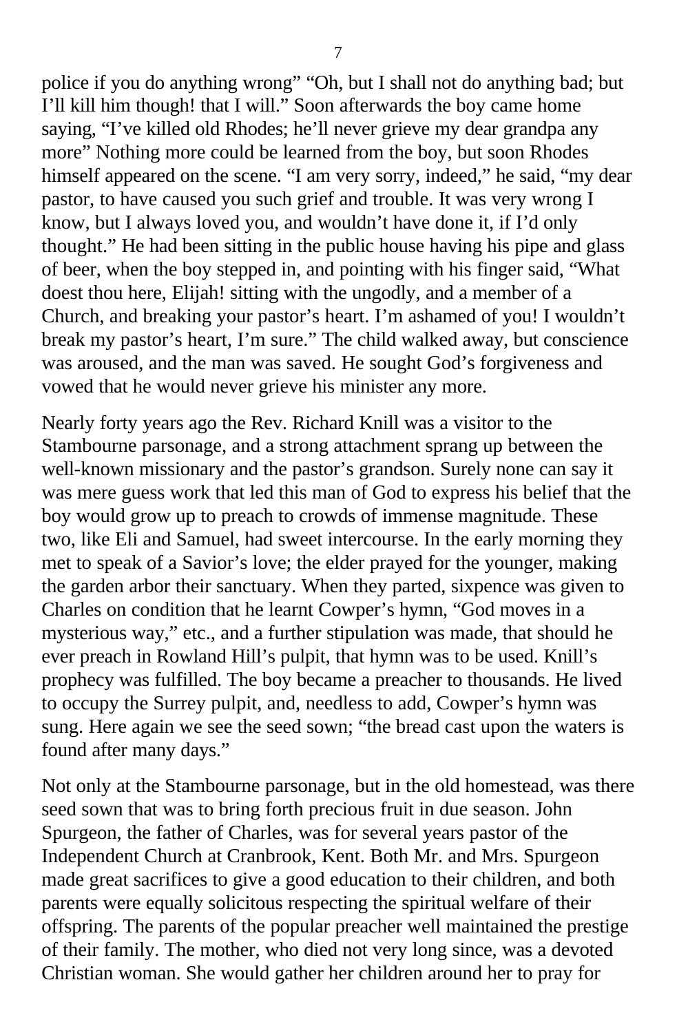police if you do anything wrong" "Oh, but I shall not do anything bad; but I'll kill him though! that I will." Soon afterwards the boy came home saying, "I've killed old Rhodes; he'll never grieve my dear grandpa any more" Nothing more could be learned from the boy, but soon Rhodes himself appeared on the scene. "I am very sorry, indeed," he said, "my dear pastor, to have caused you such grief and trouble. It was very wrong I know, but I always loved you, and wouldn't have done it, if I'd only thought." He had been sitting in the public house having his pipe and glass of beer, when the boy stepped in, and pointing with his finger said, "What doest thou here, Elijah! sitting with the ungodly, and a member of a Church, and breaking your pastor's heart. I'm ashamed of you! I wouldn't break my pastor's heart, I'm sure." The child walked away, but conscience was aroused, and the man was saved. He sought God's forgiveness and vowed that he would never grieve his minister any more.

Nearly forty years ago the Rev. Richard Knill was a visitor to the Stambourne parsonage, and a strong attachment sprang up between the well-known missionary and the pastor's grandson. Surely none can say it was mere guess work that led this man of God to express his belief that the boy would grow up to preach to crowds of immense magnitude. These two, like Eli and Samuel, had sweet intercourse. In the early morning they met to speak of a Savior's love; the elder prayed for the younger, making the garden arbor their sanctuary. When they parted, sixpence was given to Charles on condition that he learnt Cowper's hymn, "God moves in a mysterious way," etc., and a further stipulation was made, that should he ever preach in Rowland Hill's pulpit, that hymn was to be used. Knill's prophecy was fulfilled. The boy became a preacher to thousands. He lived to occupy the Surrey pulpit, and, needless to add, Cowper's hymn was sung. Here again we see the seed sown; "the bread cast upon the waters is found after many days."

Not only at the Stambourne parsonage, but in the old homestead, was there seed sown that was to bring forth precious fruit in due season. John Spurgeon, the father of Charles, was for several years pastor of the Independent Church at Cranbrook, Kent. Both Mr. and Mrs. Spurgeon made great sacrifices to give a good education to their children, and both parents were equally solicitous respecting the spiritual welfare of their offspring. The parents of the popular preacher well maintained the prestige of their family. The mother, who died not very long since, was a devoted Christian woman. She would gather her children around her to pray for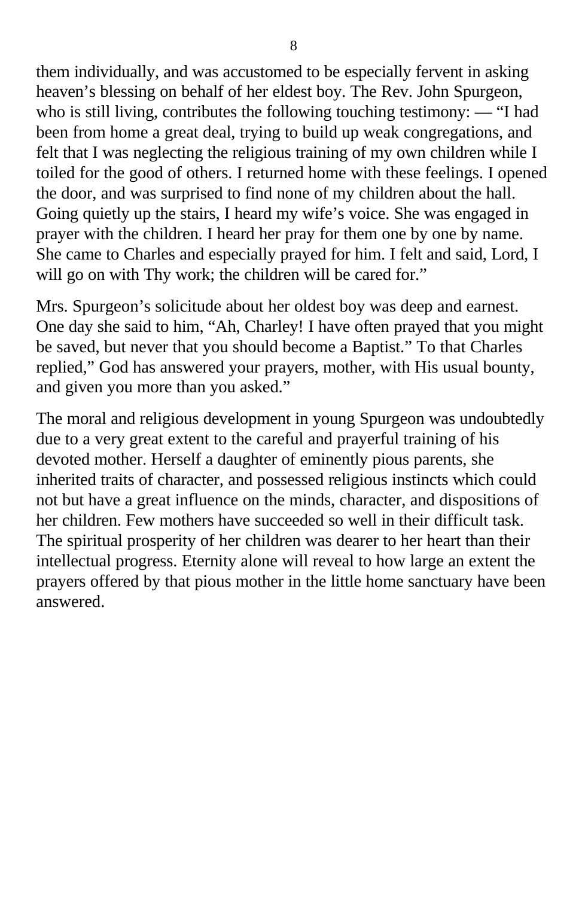them individually, and was accustomed to be especially fervent in asking heaven’s blessing on behalf of her eldest boy. The Rev. John Spurgeon, who is still living, contributes the following touching testimony: — “I had been from home a great deal, trying to build up weak congregations, and felt that I was neglecting the religious training of my own children while I toiled for the good of others. I returned home with these feelings. I opened the door, and was surprised to find none of my children about the hall. Going quietly up the stairs, I heard my wife’s voice. She was engaged in prayer with the children. I heard her pray for them one by one by name. She came to Charles and especially prayed for him. I felt and said, Lord, I will go on with Thy work; the children will be cared for.”

Mrs. Spurgeon’s solicitude about her oldest boy was deep and earnest. One day she said to him, “Ah, Charley! I have often prayed that you might be saved, but never that you should become a Baptist.” To that Charles replied,” God has answered your prayers, mother, with His usual bounty, and given you more than you asked.”

The moral and religious development in young Spurgeon was undoubtedly due to a very great extent to the careful and prayerful training of his devoted mother. Herself a daughter of eminently pious parents, she inherited traits of character, and possessed religious instincts which could not but have a great influence on the minds, character, and dispositions of her children. Few mothers have succeeded so well in their difficult task. The spiritual prosperity of her children was dearer to her heart than their intellectual progress. Eternity alone will reveal to how large an extent the prayers offered by that pious mother in the little home sanctuary have been answered.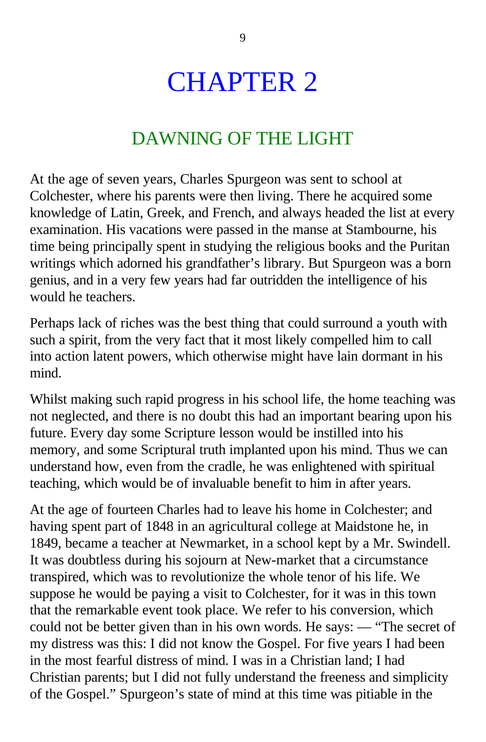# CHAPTER 2

## DAWNING OF THE LIGHT

At the age of seven years, Charles Spurgeon was sent to school at Colchester, where his parents were then living. There he acquired some knowledge of Latin, Greek, and French, and always headed the list at every examination. His vacations were passed in the manse at Stambourne, his time being principally spent in studying the religious books and the Puritan writings which adorned his grandfather's library. But Spurgeon was a born genius, and in a very few years had far outridden the intelligence of his would he teachers.

Perhaps lack of riches was the best thing that could surround a youth with such a spirit, from the very fact that it most likely compelled him to call into action latent powers, which otherwise might have lain dormant in his mind.

Whilst making such rapid progress in his school life, the home teaching was not neglected, and there is no doubt this had an important bearing upon his future. Every day some Scripture lesson would be instilled into his memory, and some Scriptural truth implanted upon his mind. Thus we can understand how, even from the cradle, he was enlightened with spiritual teaching, which would be of invaluable benefit to him in after years.

At the age of fourteen Charles had to leave his home in Colchester; and having spent part of 1848 in an agricultural college at Maidstone he, in 1849, became a teacher at Newmarket, in a school kept by a Mr. Swindell. It was doubtless during his sojourn at New-market that a circumstance transpired, which was to revolutionize the whole tenor of his life. We suppose he would be paying a visit to Colchester, for it was in this town that the remarkable event took place. We refer to his conversion, which could not be better given than in his own words. He says: — "The secret of my distress was this: I did not know the Gospel. For five years I had been in the most fearful distress of mind. I was in a Christian land; I had Christian parents; but I did not fully understand the freeness and simplicity of the Gospel." Spurgeon's state of mind at this time was pitiable in the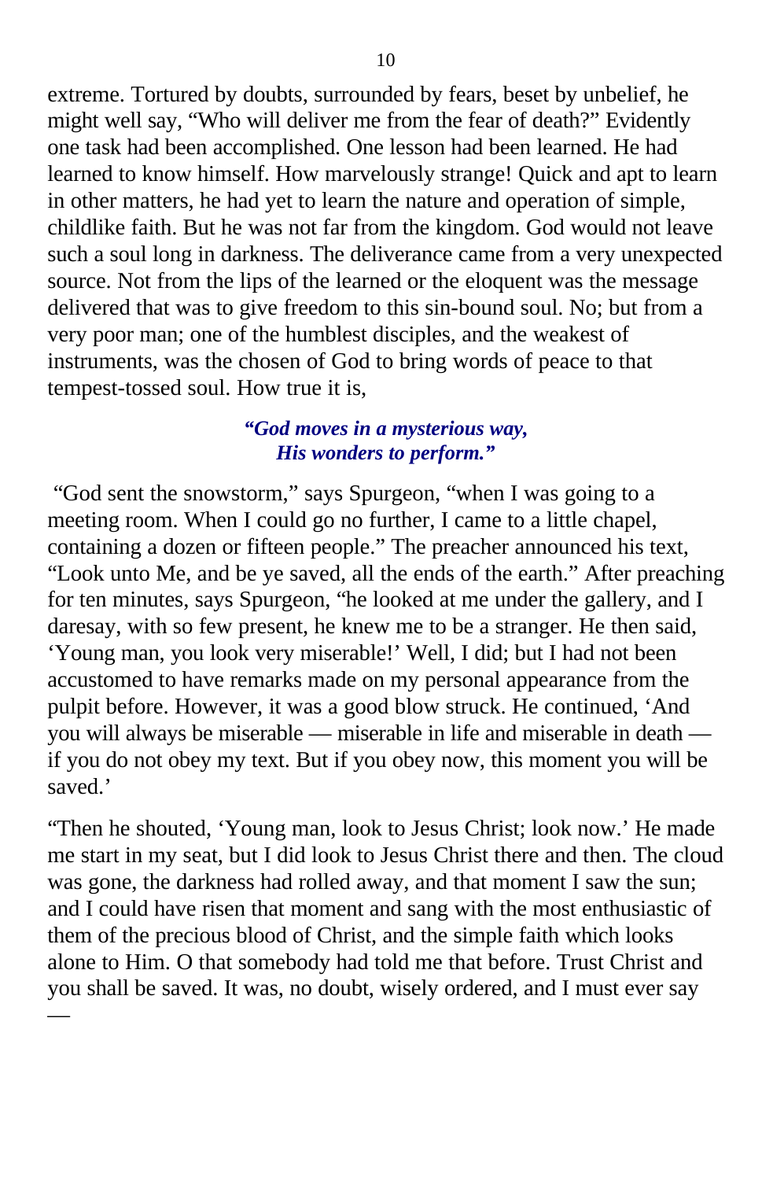extreme. Tortured by doubts, surrounded by fears, beset by unbelief, he might well say, “Who will deliver me from the fear of death?” Evidently one task had been accomplished. One lesson had been learned. He had learned to know himself. How marvelously strange! Quick and apt to learn in other matters, he had yet to learn the nature and operation of simple, childlike faith. But he was not far from the kingdom. God would not leave such a soul long in darkness. The deliverance came from a very unexpected source. Not from the lips of the learned or the eloquent was the message delivered that was to give freedom to this sin-bound soul. No; but from a very poor man; one of the humblest disciples, and the weakest of instruments, was the chosen of God to bring words of peace to that tempest-tossed soul. How true it is,

> ***“God moves in a mysterious way,***
> ***His wonders to perform.”***

“God sent the snowstorm,” says Spurgeon, “when I was going to a meeting room. When I could go no further, I came to a little chapel, containing a dozen or fifteen people.” The preacher announced his text, “Look unto Me, and be ye saved, all the ends of the earth.” After preaching for ten minutes, says Spurgeon, “he looked at me under the gallery, and I daresay, with so few present, he knew me to be a stranger. He then said, ‘Young man, you look very miserable!’ Well, I did; but I had not been accustomed to have remarks made on my personal appearance from the pulpit before. However, it was a good blow struck. He continued, ‘And you will always be miserable — miserable in life and miserable in death — if you do not obey my text. But if you obey now, this moment you will be saved.’

“Then he shouted, ‘Young man, look to Jesus Christ; look now.’ He made me start in my seat, but I did look to Jesus Christ there and then. The cloud was gone, the darkness had rolled away, and that moment I saw the sun; and I could have risen that moment and sang with the most enthusiastic of them of the precious blood of Christ, and the simple faith which looks alone to Him. O that somebody had told me that before. Trust Christ and you shall be saved. It was, no doubt, wisely ordered, and I must ever say —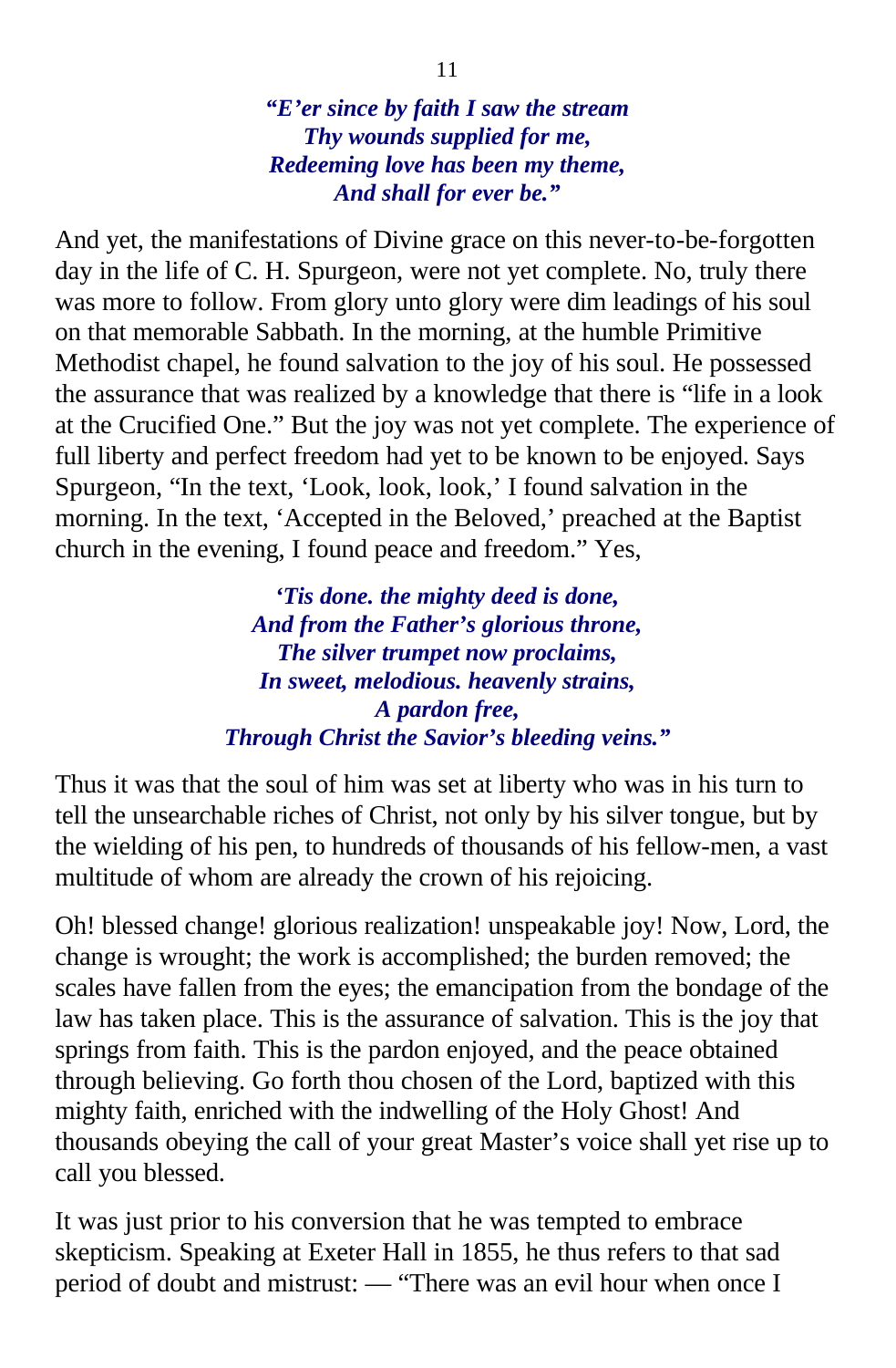*"E'er since by faith I saw the stream*
*Thy wounds supplied for me,*
*Redeeming love has been my theme,*
*And shall for ever be."*

And yet, the manifestations of Divine grace on this never-to-be-forgotten day in the life of C. H. Spurgeon, were not yet complete. No, truly there was more to follow. From glory unto glory were dim leadings of his soul on that memorable Sabbath. In the morning, at the humble Primitive Methodist chapel, he found salvation to the joy of his soul. He possessed the assurance that was realized by a knowledge that there is "life in a look at the Crucified One." But the joy was not yet complete. The experience of full liberty and perfect freedom had yet to be known to be enjoyed. Says Spurgeon, "In the text, 'Look, look, look,' I found salvation in the morning. In the text, 'Accepted in the Beloved,' preached at the Baptist church in the evening, I found peace and freedom." Yes,

*'Tis done. the mighty deed is done,*
*And from the Father's glorious throne,*
*The silver trumpet now proclaims,*
*In sweet, melodious. heavenly strains,*
*A pardon free,*
*Through Christ the Savior's bleeding veins."*

Thus it was that the soul of him was set at liberty who was in his turn to tell the unsearchable riches of Christ, not only by his silver tongue, but by the wielding of his pen, to hundreds of thousands of his fellow-men, a vast multitude of whom are already the crown of his rejoicing.

Oh! blessed change! glorious realization! unspeakable joy! Now, Lord, the change is wrought; the work is accomplished; the burden removed; the scales have fallen from the eyes; the emancipation from the bondage of the law has taken place. This is the assurance of salvation. This is the joy that springs from faith. This is the pardon enjoyed, and the peace obtained through believing. Go forth thou chosen of the Lord, baptized with this mighty faith, enriched with the indwelling of the Holy Ghost! And thousands obeying the call of your great Master's voice shall yet rise up to call you blessed.

It was just prior to his conversion that he was tempted to embrace skepticism. Speaking at Exeter Hall in 1855, he thus refers to that sad period of doubt and mistrust: — "There was an evil hour when once I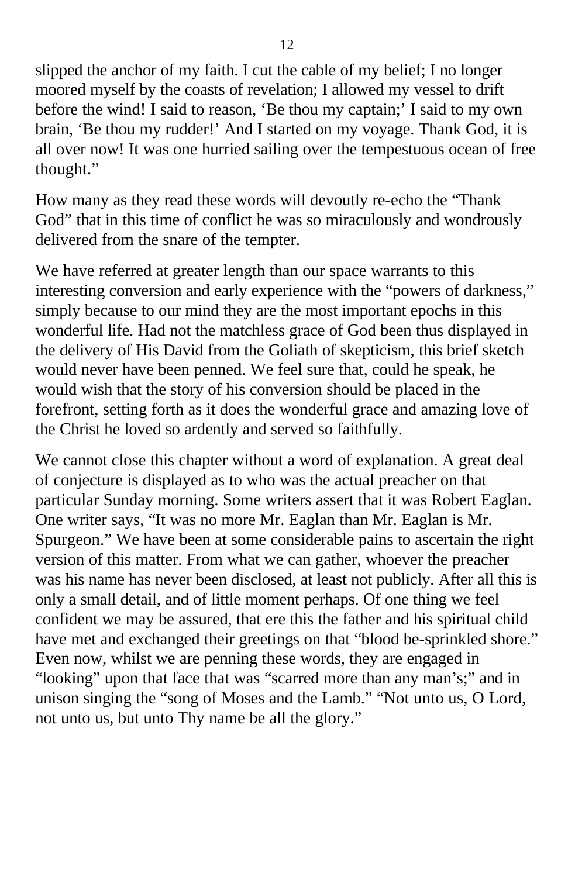slipped the anchor of my faith. I cut the cable of my belief; I no longer moored myself by the coasts of revelation; I allowed my vessel to drift before the wind! I said to reason, 'Be thou my captain;' I said to my own brain, 'Be thou my rudder!' And I started on my voyage. Thank God, it is all over now! It was one hurried sailing over the tempestuous ocean of free thought."

How many as they read these words will devoutly re-echo the "Thank God" that in this time of conflict he was so miraculously and wondrously delivered from the snare of the tempter.

We have referred at greater length than our space warrants to this interesting conversion and early experience with the "powers of darkness," simply because to our mind they are the most important epochs in this wonderful life. Had not the matchless grace of God been thus displayed in the delivery of His David from the Goliath of skepticism, this brief sketch would never have been penned. We feel sure that, could he speak, he would wish that the story of his conversion should be placed in the forefront, setting forth as it does the wonderful grace and amazing love of the Christ he loved so ardently and served so faithfully.

We cannot close this chapter without a word of explanation. A great deal of conjecture is displayed as to who was the actual preacher on that particular Sunday morning. Some writers assert that it was Robert Eaglan. One writer says, "It was no more Mr. Eaglan than Mr. Eaglan is Mr. Spurgeon." We have been at some considerable pains to ascertain the right version of this matter. From what we can gather, whoever the preacher was his name has never been disclosed, at least not publicly. After all this is only a small detail, and of little moment perhaps. Of one thing we feel confident we may be assured, that ere this the father and his spiritual child have met and exchanged their greetings on that "blood be-sprinkled shore." Even now, whilst we are penning these words, they are engaged in "looking" upon that face that was "scarred more than any man's;" and in unison singing the "song of Moses and the Lamb." "Not unto us, O Lord, not unto us, but unto Thy name be all the glory."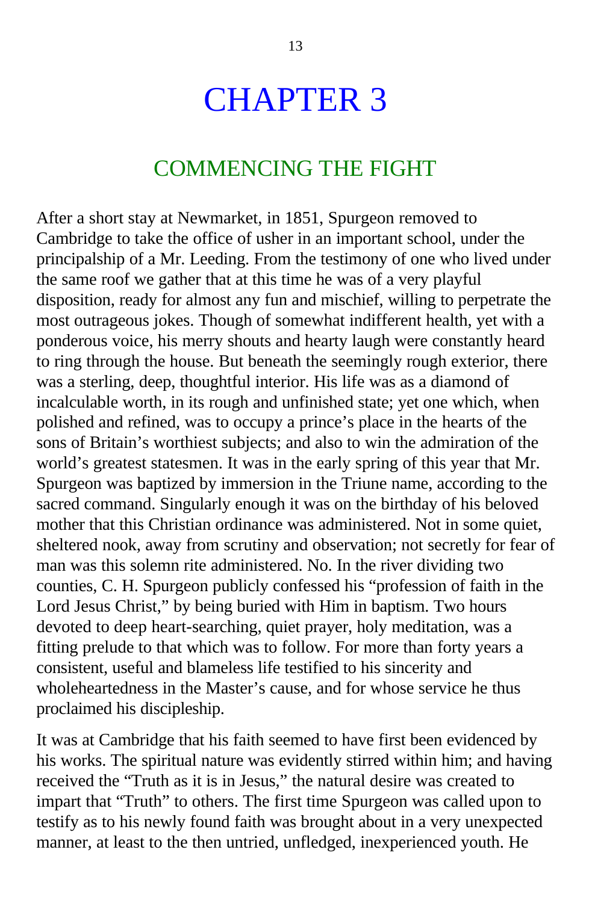# CHAPTER 3

## COMMENCING THE FIGHT

After a short stay at Newmarket, in 1851, Spurgeon removed to Cambridge to take the office of usher in an important school, under the principalship of a Mr. Leeding. From the testimony of one who lived under the same roof we gather that at this time he was of a very playful disposition, ready for almost any fun and mischief, willing to perpetrate the most outrageous jokes. Though of somewhat indifferent health, yet with a ponderous voice, his merry shouts and hearty laugh were constantly heard to ring through the house. But beneath the seemingly rough exterior, there was a sterling, deep, thoughtful interior. His life was as a diamond of incalculable worth, in its rough and unfinished state; yet one which, when polished and refined, was to occupy a prince's place in the hearts of the sons of Britain's worthiest subjects; and also to win the admiration of the world's greatest statesmen. It was in the early spring of this year that Mr. Spurgeon was baptized by immersion in the Triune name, according to the sacred command. Singularly enough it was on the birthday of his beloved mother that this Christian ordinance was administered. Not in some quiet, sheltered nook, away from scrutiny and observation; not secretly for fear of man was this solemn rite administered. No. In the river dividing two counties, C. H. Spurgeon publicly confessed his "profession of faith in the Lord Jesus Christ," by being buried with Him in baptism. Two hours devoted to deep heart-searching, quiet prayer, holy meditation, was a fitting prelude to that which was to follow. For more than forty years a consistent, useful and blameless life testified to his sincerity and wholeheartedness in the Master's cause, and for whose service he thus proclaimed his discipleship.

It was at Cambridge that his faith seemed to have first been evidenced by his works. The spiritual nature was evidently stirred within him; and having received the "Truth as it is in Jesus," the natural desire was created to impart that "Truth" to others. The first time Spurgeon was called upon to testify as to his newly found faith was brought about in a very unexpected manner, at least to the then untried, unfledged, inexperienced youth. He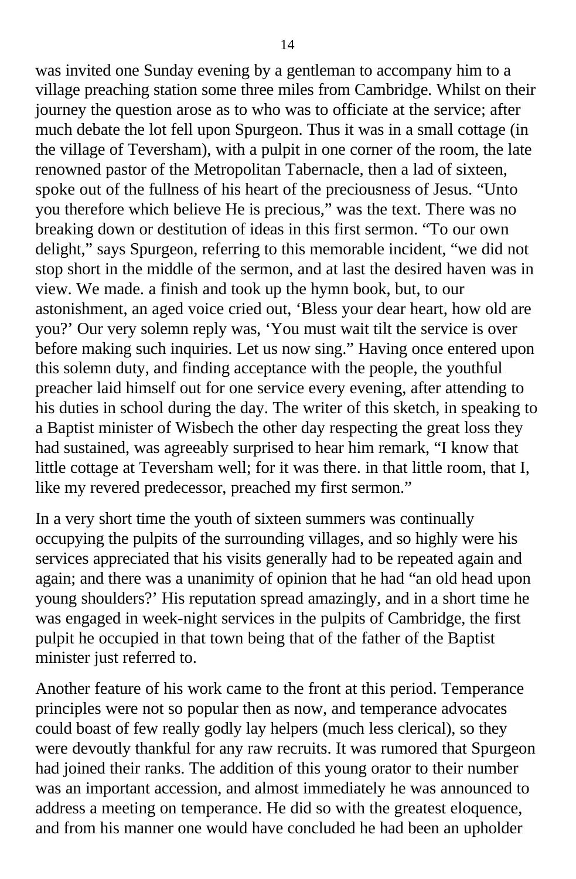was invited one Sunday evening by a gentleman to accompany him to a village preaching station some three miles from Cambridge. Whilst on their journey the question arose as to who was to officiate at the service; after much debate the lot fell upon Spurgeon. Thus it was in a small cottage (in the village of Teversham), with a pulpit in one corner of the room, the late renowned pastor of the Metropolitan Tabernacle, then a lad of sixteen, spoke out of the fullness of his heart of the preciousness of Jesus. "Unto you therefore which believe He is precious," was the text. There was no breaking down or destitution of ideas in this first sermon. "To our own delight," says Spurgeon, referring to this memorable incident, "we did not stop short in the middle of the sermon, and at last the desired haven was in view. We made. a finish and took up the hymn book, but, to our astonishment, an aged voice cried out, 'Bless your dear heart, how old are you?' Our very solemn reply was, 'You must wait tilt the service is over before making such inquiries. Let us now sing." Having once entered upon this solemn duty, and finding acceptance with the people, the youthful preacher laid himself out for one service every evening, after attending to his duties in school during the day. The writer of this sketch, in speaking to a Baptist minister of Wisbech the other day respecting the great loss they had sustained, was agreeably surprised to hear him remark, "I know that little cottage at Teversham well; for it was there. in that little room, that I, like my revered predecessor, preached my first sermon."

In a very short time the youth of sixteen summers was continually occupying the pulpits of the surrounding villages, and so highly were his services appreciated that his visits generally had to be repeated again and again; and there was a unanimity of opinion that he had "an old head upon young shoulders?' His reputation spread amazingly, and in a short time he was engaged in week-night services in the pulpits of Cambridge, the first pulpit he occupied in that town being that of the father of the Baptist minister just referred to.

Another feature of his work came to the front at this period. Temperance principles were not so popular then as now, and temperance advocates could boast of few really godly lay helpers (much less clerical), so they were devoutly thankful for any raw recruits. It was rumored that Spurgeon had joined their ranks. The addition of this young orator to their number was an important accession, and almost immediately he was announced to address a meeting on temperance. He did so with the greatest eloquence, and from his manner one would have concluded he had been an upholder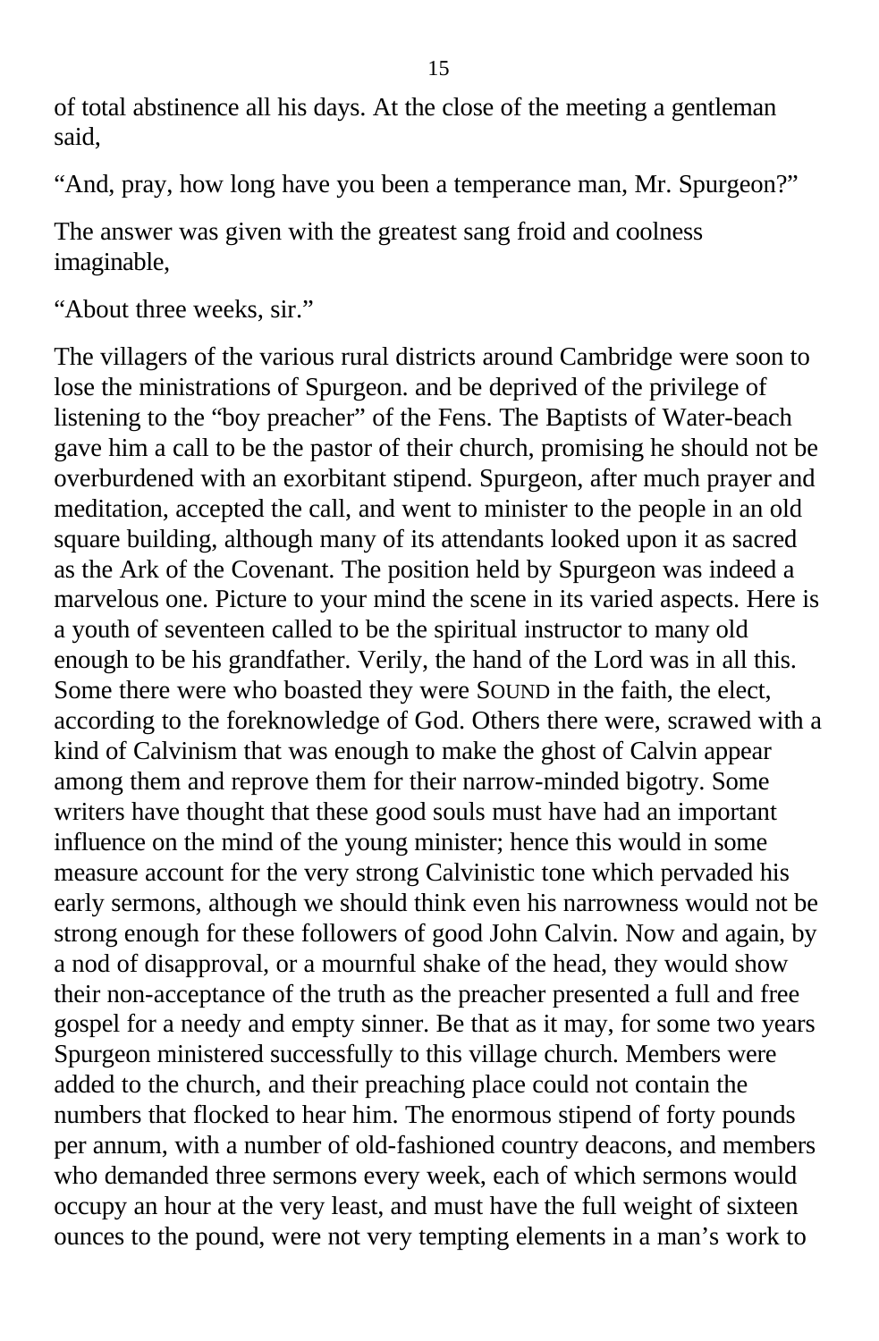of total abstinence all his days. At the close of the meeting a gentleman said,

"And, pray, how long have you been a temperance man, Mr. Spurgeon?"

The answer was given with the greatest sang froid and coolness imaginable,

"About three weeks, sir."

The villagers of the various rural districts around Cambridge were soon to lose the ministrations of Spurgeon. and be deprived of the privilege of listening to the "boy preacher" of the Fens. The Baptists of Water-beach gave him a call to be the pastor of their church, promising he should not be overburdened with an exorbitant stipend. Spurgeon, after much prayer and meditation, accepted the call, and went to minister to the people in an old square building, although many of its attendants looked upon it as sacred as the Ark of the Covenant. The position held by Spurgeon was indeed a marvelous one. Picture to your mind the scene in its varied aspects. Here is a youth of seventeen called to be the spiritual instructor to many old enough to be his grandfather. Verily, the hand of the Lord was in all this. Some there were who boasted they were SOUND in the faith, the elect, according to the foreknowledge of God. Others there were, scrawed with a kind of Calvinism that was enough to make the ghost of Calvin appear among them and reprove them for their narrow-minded bigotry. Some writers have thought that these good souls must have had an important influence on the mind of the young minister; hence this would in some measure account for the very strong Calvinistic tone which pervaded his early sermons, although we should think even his narrowness would not be strong enough for these followers of good John Calvin. Now and again, by a nod of disapproval, or a mournful shake of the head, they would show their non-acceptance of the truth as the preacher presented a full and free gospel for a needy and empty sinner. Be that as it may, for some two years Spurgeon ministered successfully to this village church. Members were added to the church, and their preaching place could not contain the numbers that flocked to hear him. The enormous stipend of forty pounds per annum, with a number of old-fashioned country deacons, and members who demanded three sermons every week, each of which sermons would occupy an hour at the very least, and must have the full weight of sixteen ounces to the pound, were not very tempting elements in a man's work to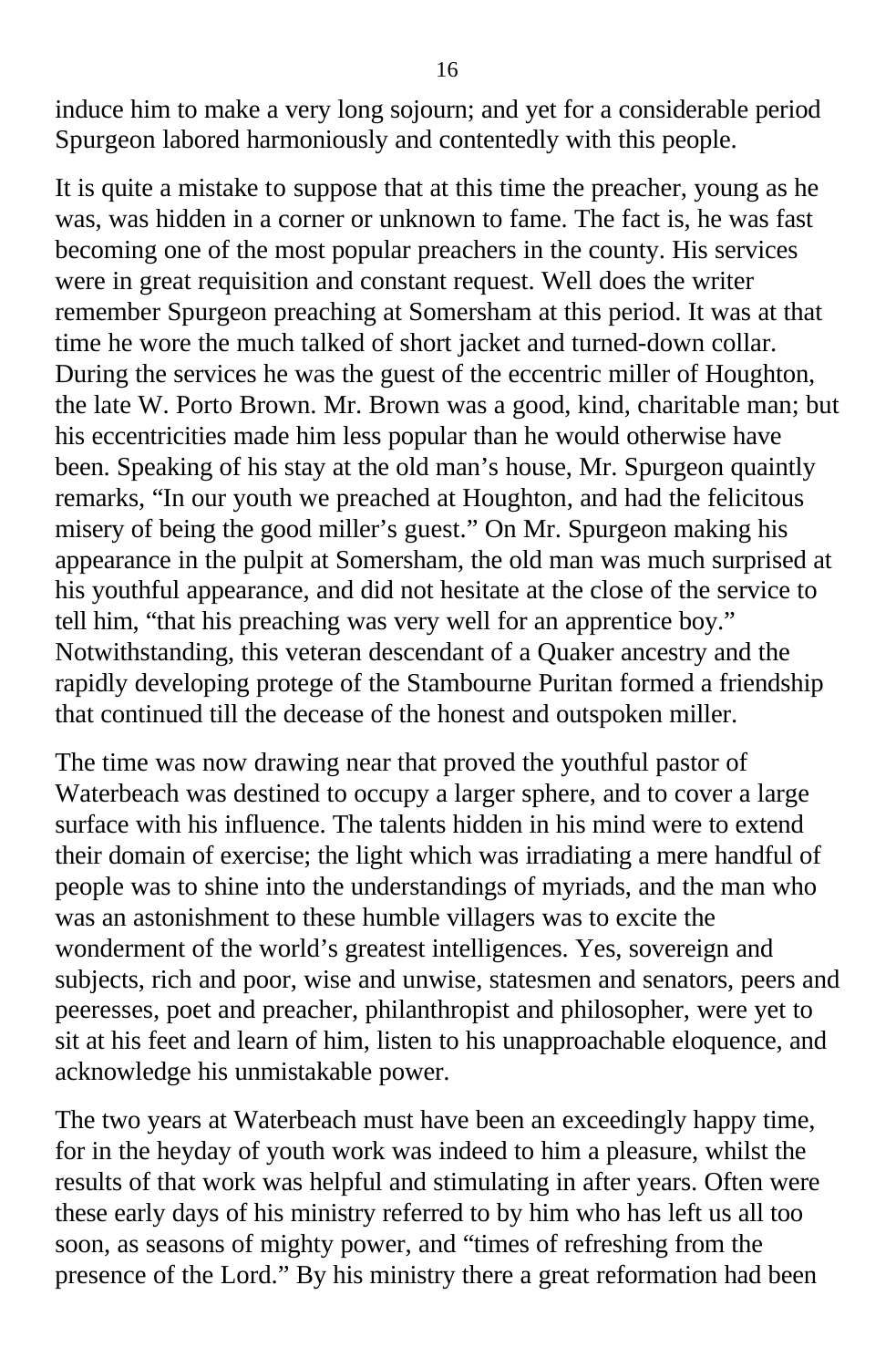induce him to make a very long sojourn; and yet for a considerable period Spurgeon labored harmoniously and contentedly with this people.

It is quite a mistake to suppose that at this time the preacher, young as he was, was hidden in a corner or unknown to fame. The fact is, he was fast becoming one of the most popular preachers in the county. His services were in great requisition and constant request. Well does the writer remember Spurgeon preaching at Somersham at this period. It was at that time he wore the much talked of short jacket and turned-down collar. During the services he was the guest of the eccentric miller of Houghton, the late W. Porto Brown. Mr. Brown was a good, kind, charitable man; but his eccentricities made him less popular than he would otherwise have been. Speaking of his stay at the old man's house, Mr. Spurgeon quaintly remarks, "In our youth we preached at Houghton, and had the felicitous misery of being the good miller's guest." On Mr. Spurgeon making his appearance in the pulpit at Somersham, the old man was much surprised at his youthful appearance, and did not hesitate at the close of the service to tell him, "that his preaching was very well for an apprentice boy." Notwithstanding, this veteran descendant of a Quaker ancestry and the rapidly developing protege of the Stambourne Puritan formed a friendship that continued till the decease of the honest and outspoken miller.

The time was now drawing near that proved the youthful pastor of Waterbeach was destined to occupy a larger sphere, and to cover a large surface with his influence. The talents hidden in his mind were to extend their domain of exercise; the light which was irradiating a mere handful of people was to shine into the understandings of myriads, and the man who was an astonishment to these humble villagers was to excite the wonderment of the world's greatest intelligences. Yes, sovereign and subjects, rich and poor, wise and unwise, statesmen and senators, peers and peeresses, poet and preacher, philanthropist and philosopher, were yet to sit at his feet and learn of him, listen to his unapproachable eloquence, and acknowledge his unmistakable power.

The two years at Waterbeach must have been an exceedingly happy time, for in the heyday of youth work was indeed to him a pleasure, whilst the results of that work was helpful and stimulating in after years. Often were these early days of his ministry referred to by him who has left us all too soon, as seasons of mighty power, and "times of refreshing from the presence of the Lord." By his ministry there a great reformation had been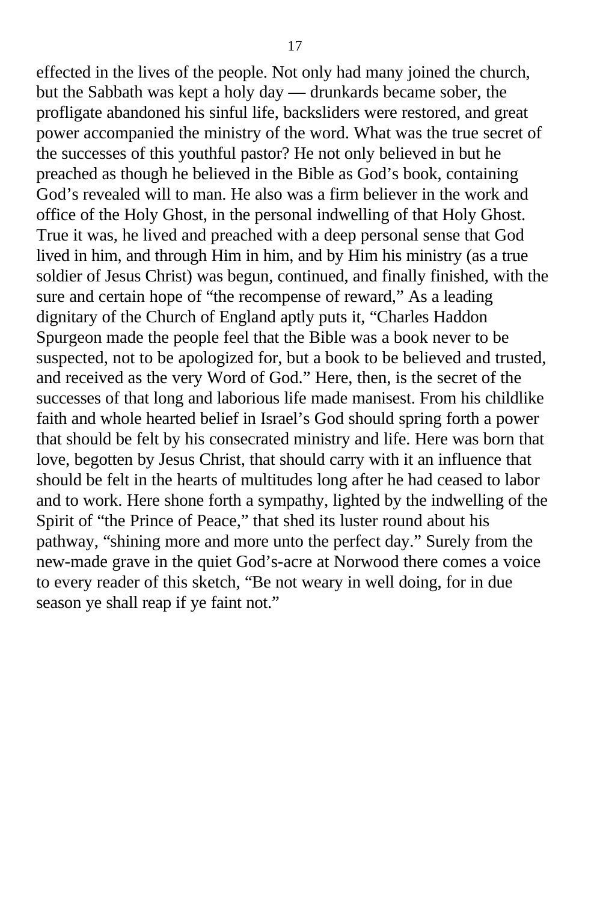effected in the lives of the people. Not only had many joined the church, but the Sabbath was kept a holy day — drunkards became sober, the profligate abandoned his sinful life, backsliders were restored, and great power accompanied the ministry of the word. What was the true secret of the successes of this youthful pastor? He not only believed in but he preached as though he believed in the Bible as God's book, containing God's revealed will to man. He also was a firm believer in the work and office of the Holy Ghost, in the personal indwelling of that Holy Ghost. True it was, he lived and preached with a deep personal sense that God lived in him, and through Him in him, and by Him his ministry (as a true soldier of Jesus Christ) was begun, continued, and finally finished, with the sure and certain hope of "the recompense of reward," As a leading dignitary of the Church of England aptly puts it, "Charles Haddon Spurgeon made the people feel that the Bible was a book never to be suspected, not to be apologized for, but a book to be believed and trusted, and received as the very Word of God." Here, then, is the secret of the successes of that long and laborious life made manisest. From his childlike faith and whole hearted belief in Israel's God should spring forth a power that should be felt by his consecrated ministry and life. Here was born that love, begotten by Jesus Christ, that should carry with it an influence that should be felt in the hearts of multitudes long after he had ceased to labor and to work. Here shone forth a sympathy, lighted by the indwelling of the Spirit of "the Prince of Peace," that shed its luster round about his pathway, "shining more and more unto the perfect day." Surely from the new-made grave in the quiet God's-acre at Norwood there comes a voice to every reader of this sketch, "Be not weary in well doing, for in due season ye shall reap if ye faint not."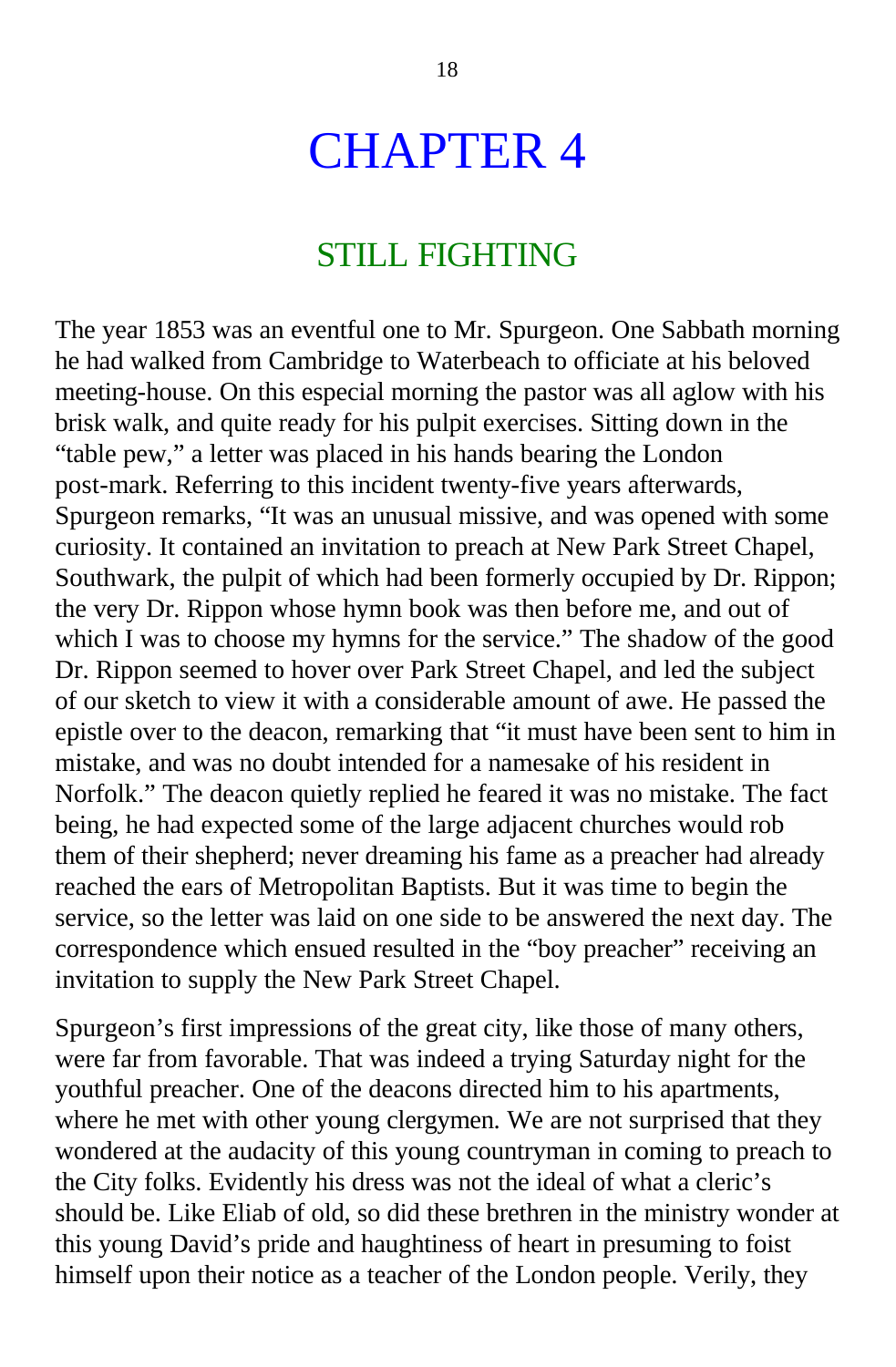# CHAPTER 4

## STILL FIGHTING

The year 1853 was an eventful one to Mr. Spurgeon. One Sabbath morning he had walked from Cambridge to Waterbeach to officiate at his beloved meeting-house. On this especial morning the pastor was all aglow with his brisk walk, and quite ready for his pulpit exercises. Sitting down in the "table pew," a letter was placed in his hands bearing the London post-mark. Referring to this incident twenty-five years afterwards, Spurgeon remarks, "It was an unusual missive, and was opened with some curiosity. It contained an invitation to preach at New Park Street Chapel, Southwark, the pulpit of which had been formerly occupied by Dr. Rippon; the very Dr. Rippon whose hymn book was then before me, and out of which I was to choose my hymns for the service." The shadow of the good Dr. Rippon seemed to hover over Park Street Chapel, and led the subject of our sketch to view it with a considerable amount of awe. He passed the epistle over to the deacon, remarking that "it must have been sent to him in mistake, and was no doubt intended for a namesake of his resident in Norfolk." The deacon quietly replied he feared it was no mistake. The fact being, he had expected some of the large adjacent churches would rob them of their shepherd; never dreaming his fame as a preacher had already reached the ears of Metropolitan Baptists. But it was time to begin the service, so the letter was laid on one side to be answered the next day. The correspondence which ensued resulted in the "boy preacher" receiving an invitation to supply the New Park Street Chapel.

Spurgeon's first impressions of the great city, like those of many others, were far from favorable. That was indeed a trying Saturday night for the youthful preacher. One of the deacons directed him to his apartments, where he met with other young clergymen. We are not surprised that they wondered at the audacity of this young countryman in coming to preach to the City folks. Evidently his dress was not the ideal of what a cleric's should be. Like Eliab of old, so did these brethren in the ministry wonder at this young David's pride and haughtiness of heart in presuming to foist himself upon their notice as a teacher of the London people. Verily, they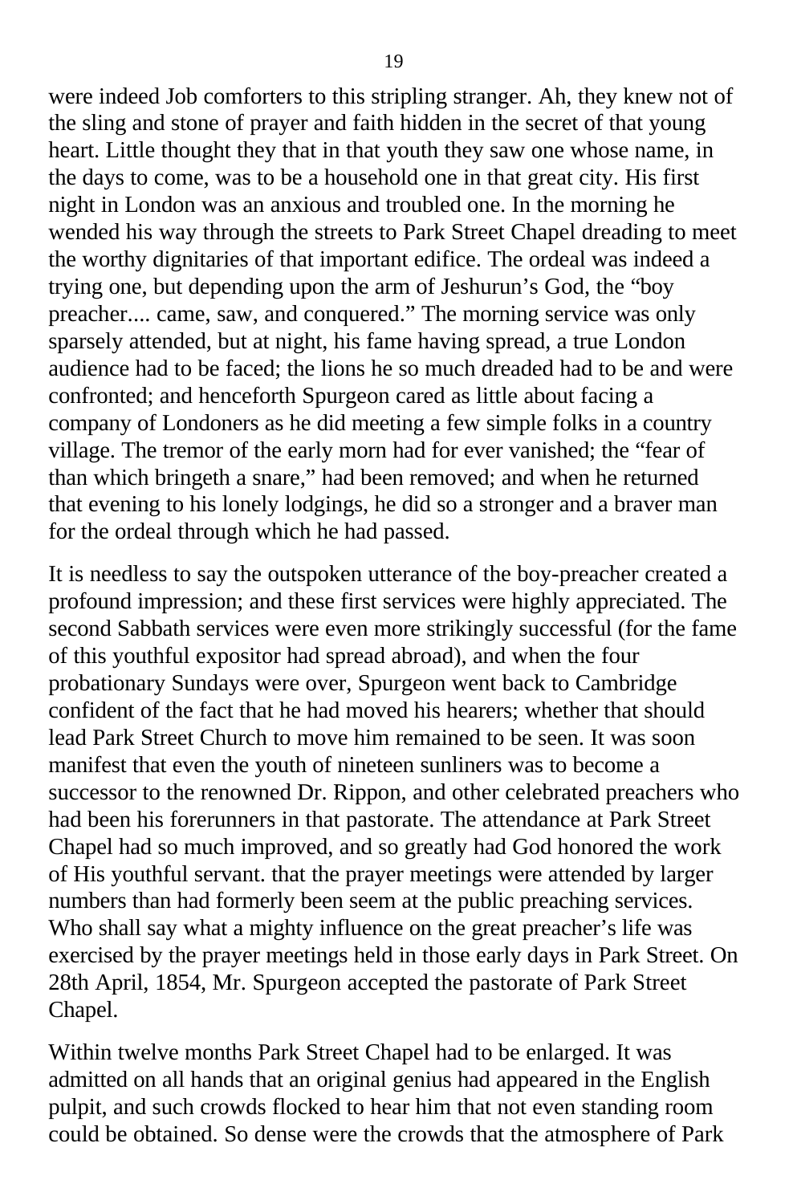were indeed Job comforters to this stripling stranger. Ah, they knew not of the sling and stone of prayer and faith hidden in the secret of that young heart. Little thought they that in that youth they saw one whose name, in the days to come, was to be a household one in that great city. His first night in London was an anxious and troubled one. In the morning he wended his way through the streets to Park Street Chapel dreading to meet the worthy dignitaries of that important edifice. The ordeal was indeed a trying one, but depending upon the arm of Jeshurun's God, the "boy preacher.... came, saw, and conquered." The morning service was only sparsely attended, but at night, his fame having spread, a true London audience had to be faced; the lions he so much dreaded had to be and were confronted; and henceforth Spurgeon cared as little about facing a company of Londoners as he did meeting a few simple folks in a country village. The tremor of the early morn had for ever vanished; the "fear of than which bringeth a snare," had been removed; and when he returned that evening to his lonely lodgings, he did so a stronger and a braver man for the ordeal through which he had passed.

It is needless to say the outspoken utterance of the boy-preacher created a profound impression; and these first services were highly appreciated. The second Sabbath services were even more strikingly successful (for the fame of this youthful expositor had spread abroad), and when the four probationary Sundays were over, Spurgeon went back to Cambridge confident of the fact that he had moved his hearers; whether that should lead Park Street Church to move him remained to be seen. It was soon manifest that even the youth of nineteen sunliners was to become a successor to the renowned Dr. Rippon, and other celebrated preachers who had been his forerunners in that pastorate. The attendance at Park Street Chapel had so much improved, and so greatly had God honored the work of His youthful servant. that the prayer meetings were attended by larger numbers than had formerly been seem at the public preaching services. Who shall say what a mighty influence on the great preacher's life was exercised by the prayer meetings held in those early days in Park Street. On 28th April, 1854, Mr. Spurgeon accepted the pastorate of Park Street Chapel.

Within twelve months Park Street Chapel had to be enlarged. It was admitted on all hands that an original genius had appeared in the English pulpit, and such crowds flocked to hear him that not even standing room could be obtained. So dense were the crowds that the atmosphere of Park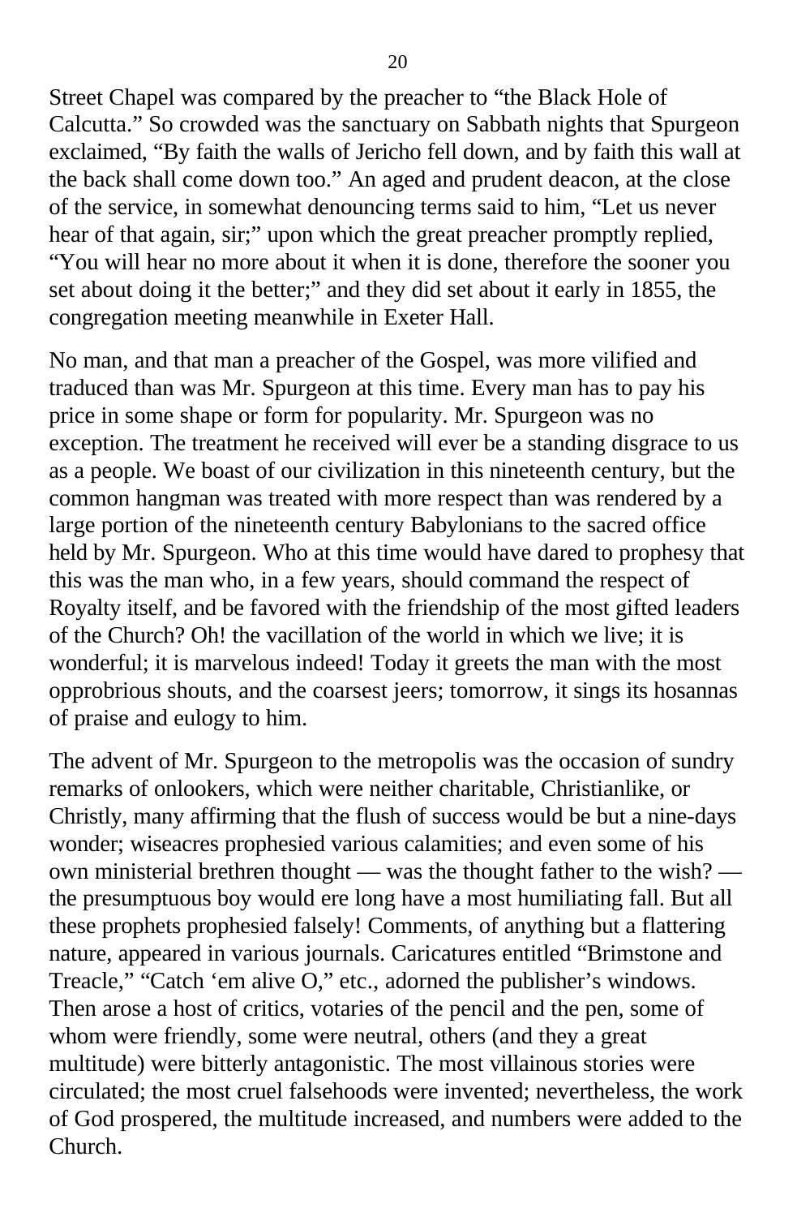Street Chapel was compared by the preacher to "the Black Hole of Calcutta." So crowded was the sanctuary on Sabbath nights that Spurgeon exclaimed, "By faith the walls of Jericho fell down, and by faith this wall at the back shall come down too." An aged and prudent deacon, at the close of the service, in somewhat denouncing terms said to him, "Let us never hear of that again, sir;" upon which the great preacher promptly replied, "You will hear no more about it when it is done, therefore the sooner you set about doing it the better;" and they did set about it early in 1855, the congregation meeting meanwhile in Exeter Hall.

No man, and that man a preacher of the Gospel, was more vilified and traduced than was Mr. Spurgeon at this time. Every man has to pay his price in some shape or form for popularity. Mr. Spurgeon was no exception. The treatment he received will ever be a standing disgrace to us as a people. We boast of our civilization in this nineteenth century, but the common hangman was treated with more respect than was rendered by a large portion of the nineteenth century Babylonians to the sacred office held by Mr. Spurgeon. Who at this time would have dared to prophesy that this was the man who, in a few years, should command the respect of Royalty itself, and be favored with the friendship of the most gifted leaders of the Church? Oh! the vacillation of the world in which we live; it is wonderful; it is marvelous indeed! Today it greets the man with the most opprobrious shouts, and the coarsest jeers; tomorrow, it sings its hosannas of praise and eulogy to him.

The advent of Mr. Spurgeon to the metropolis was the occasion of sundry remarks of onlookers, which were neither charitable, Christianlike, or Christly, many affirming that the flush of success would be but a nine-days wonder; wiseacres prophesied various calamities; and even some of his own ministerial brethren thought — was the thought father to the wish? — the presumptuous boy would ere long have a most humiliating fall. But all these prophets prophesied falsely! Comments, of anything but a flattering nature, appeared in various journals. Caricatures entitled "Brimstone and Treacle," "Catch 'em alive O," etc., adorned the publisher's windows. Then arose a host of critics, votaries of the pencil and the pen, some of whom were friendly, some were neutral, others (and they a great multitude) were bitterly antagonistic. The most villainous stories were circulated; the most cruel falsehoods were invented; nevertheless, the work of God prospered, the multitude increased, and numbers were added to the Church.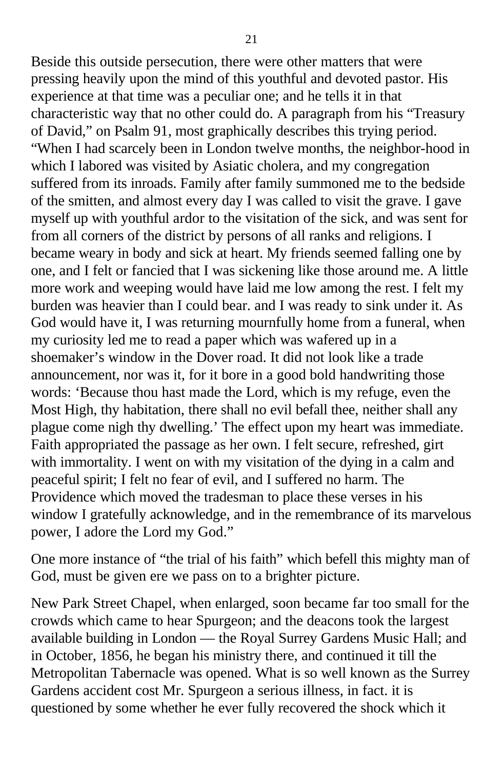Beside this outside persecution, there were other matters that were pressing heavily upon the mind of this youthful and devoted pastor. His experience at that time was a peculiar one; and he tells it in that characteristic way that no other could do. A paragraph from his "Treasury of David," on Psalm 91, most graphically describes this trying period. "When I had scarcely been in London twelve months, the neighbor-hood in which I labored was visited by Asiatic cholera, and my congregation suffered from its inroads. Family after family summoned me to the bedside of the smitten, and almost every day I was called to visit the grave. I gave myself up with youthful ardor to the visitation of the sick, and was sent for from all corners of the district by persons of all ranks and religions. I became weary in body and sick at heart. My friends seemed falling one by one, and I felt or fancied that I was sickening like those around me. A little more work and weeping would have laid me low among the rest. I felt my burden was heavier than I could bear. and I was ready to sink under it. As God would have it, I was returning mournfully home from a funeral, when my curiosity led me to read a paper which was wafered up in a shoemaker's window in the Dover road. It did not look like a trade announcement, nor was it, for it bore in a good bold handwriting those words: 'Because thou hast made the Lord, which is my refuge, even the Most High, thy habitation, there shall no evil befall thee, neither shall any plague come nigh thy dwelling.' The effect upon my heart was immediate. Faith appropriated the passage as her own. I felt secure, refreshed, girt with immortality. I went on with my visitation of the dying in a calm and peaceful spirit; I felt no fear of evil, and I suffered no harm. The Providence which moved the tradesman to place these verses in his window I gratefully acknowledge, and in the remembrance of its marvelous power, I adore the Lord my God."

One more instance of "the trial of his faith" which befell this mighty man of God, must be given ere we pass on to a brighter picture.

New Park Street Chapel, when enlarged, soon became far too small for the crowds which came to hear Spurgeon; and the deacons took the largest available building in London — the Royal Surrey Gardens Music Hall; and in October, 1856, he began his ministry there, and continued it till the Metropolitan Tabernacle was opened. What is so well known as the Surrey Gardens accident cost Mr. Spurgeon a serious illness, in fact. it is questioned by some whether he ever fully recovered the shock which it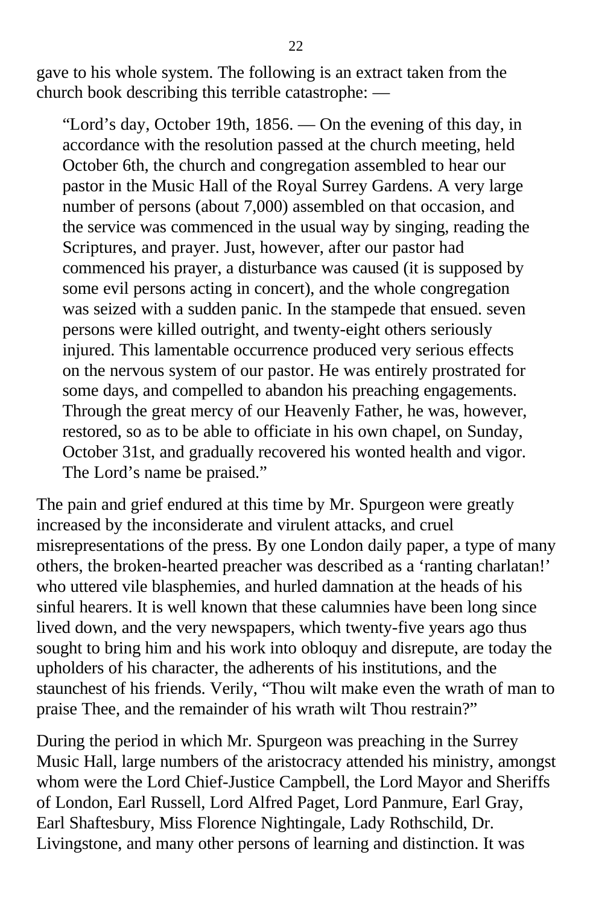gave to his whole system. The following is an extract taken from the church book describing this terrible catastrophe: —

> "Lord's day, October 19th, 1856. — On the evening of this day, in accordance with the resolution passed at the church meeting, held October 6th, the church and congregation assembled to hear our pastor in the Music Hall of the Royal Surrey Gardens. A very large number of persons (about 7,000) assembled on that occasion, and the service was commenced in the usual way by singing, reading the Scriptures, and prayer. Just, however, after our pastor had commenced his prayer, a disturbance was caused (it is supposed by some evil persons acting in concert), and the whole congregation was seized with a sudden panic. In the stampede that ensued. seven persons were killed outright, and twenty-eight others seriously injured. This lamentable occurrence produced very serious effects on the nervous system of our pastor. He was entirely prostrated for some days, and compelled to abandon his preaching engagements. Through the great mercy of our Heavenly Father, he was, however, restored, so as to be able to officiate in his own chapel, on Sunday, October 31st, and gradually recovered his wonted health and vigor. The Lord's name be praised."

The pain and grief endured at this time by Mr. Spurgeon were greatly increased by the inconsiderate and virulent attacks, and cruel misrepresentations of the press. By one London daily paper, a type of many others, the broken-hearted preacher was described as a 'ranting charlatan!' who uttered vile blasphemies, and hurled damnation at the heads of his sinful hearers. It is well known that these calumnies have been long since lived down, and the very newspapers, which twenty-five years ago thus sought to bring him and his work into obloquy and disrepute, are today the upholders of his character, the adherents of his institutions, and the staunchest of his friends. Verily, "Thou wilt make even the wrath of man to praise Thee, and the remainder of his wrath wilt Thou restrain?"

During the period in which Mr. Spurgeon was preaching in the Surrey Music Hall, large numbers of the aristocracy attended his ministry, amongst whom were the Lord Chief-Justice Campbell, the Lord Mayor and Sheriffs of London, Earl Russell, Lord Alfred Paget, Lord Panmure, Earl Gray, Earl Shaftesbury, Miss Florence Nightingale, Lady Rothschild, Dr. Livingstone, and many other persons of learning and distinction. It was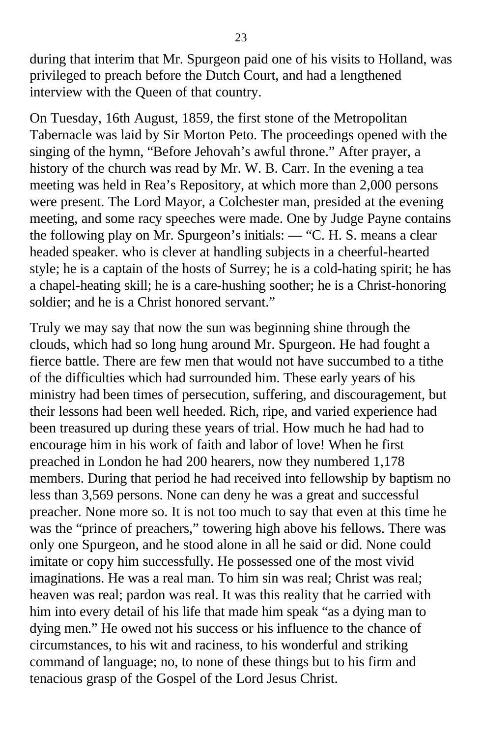during that interim that Mr. Spurgeon paid one of his visits to Holland, was privileged to preach before the Dutch Court, and had a lengthened interview with the Queen of that country.

On Tuesday, 16th August, 1859, the first stone of the Metropolitan Tabernacle was laid by Sir Morton Peto. The proceedings opened with the singing of the hymn, "Before Jehovah's awful throne." After prayer, a history of the church was read by Mr. W. B. Carr. In the evening a tea meeting was held in Rea's Repository, at which more than 2,000 persons were present. The Lord Mayor, a Colchester man, presided at the evening meeting, and some racy speeches were made. One by Judge Payne contains the following play on Mr. Spurgeon's initials: — "C. H. S. means a clear headed speaker. who is clever at handling subjects in a cheerful-hearted style; he is a captain of the hosts of Surrey; he is a cold-hating spirit; he has a chapel-heating skill; he is a care-hushing soother; he is a Christ-honoring soldier; and he is a Christ honored servant."

Truly we may say that now the sun was beginning shine through the clouds, which had so long hung around Mr. Spurgeon. He had fought a fierce battle. There are few men that would not have succumbed to a tithe of the difficulties which had surrounded him. These early years of his ministry had been times of persecution, suffering, and discouragement, but their lessons had been well heeded. Rich, ripe, and varied experience had been treasured up during these years of trial. How much he had had to encourage him in his work of faith and labor of love! When he first preached in London he had 200 hearers, now they numbered 1,178 members. During that period he had received into fellowship by baptism no less than 3,569 persons. None can deny he was a great and successful preacher. None more so. It is not too much to say that even at this time he was the "prince of preachers," towering high above his fellows. There was only one Spurgeon, and he stood alone in all he said or did. None could imitate or copy him successfully. He possessed one of the most vivid imaginations. He was a real man. To him sin was real; Christ was real; heaven was real; pardon was real. It was this reality that he carried with him into every detail of his life that made him speak "as a dying man to dying men." He owed not his success or his influence to the chance of circumstances, to his wit and raciness, to his wonderful and striking command of language; no, to none of these things but to his firm and tenacious grasp of the Gospel of the Lord Jesus Christ.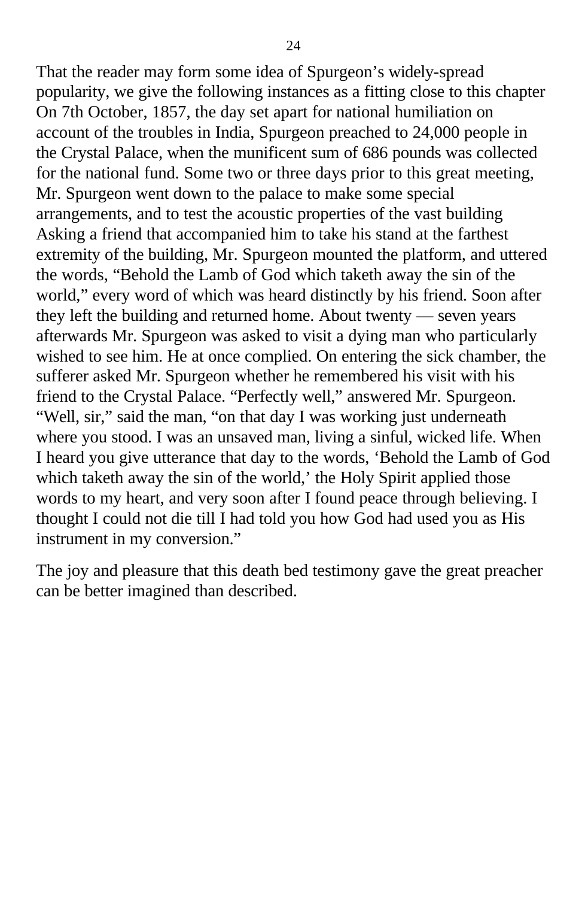That the reader may form some idea of Spurgeon’s widely-spread popularity, we give the following instances as a fitting close to this chapter On 7th October, 1857, the day set apart for national humiliation on account of the troubles in India, Spurgeon preached to 24,000 people in the Crystal Palace, when the munificent sum of 686 pounds was collected for the national fund. Some two or three days prior to this great meeting, Mr. Spurgeon went down to the palace to make some special arrangements, and to test the acoustic properties of the vast building Asking a friend that accompanied him to take his stand at the farthest extremity of the building, Mr. Spurgeon mounted the platform, and uttered the words, “Behold the Lamb of God which taketh away the sin of the world,” every word of which was heard distinctly by his friend. Soon after they left the building and returned home. About twenty — seven years afterwards Mr. Spurgeon was asked to visit a dying man who particularly wished to see him. He at once complied. On entering the sick chamber, the sufferer asked Mr. Spurgeon whether he remembered his visit with his friend to the Crystal Palace. “Perfectly well,” answered Mr. Spurgeon. “Well, sir,” said the man, “on that day I was working just underneath where you stood. I was an unsaved man, living a sinful, wicked life. When I heard you give utterance that day to the words, ‘Behold the Lamb of God which taketh away the sin of the world,’ the Holy Spirit applied those words to my heart, and very soon after I found peace through believing. I thought I could not die till I had told you how God had used you as His instrument in my conversion.”

The joy and pleasure that this death bed testimony gave the great preacher can be better imagined than described.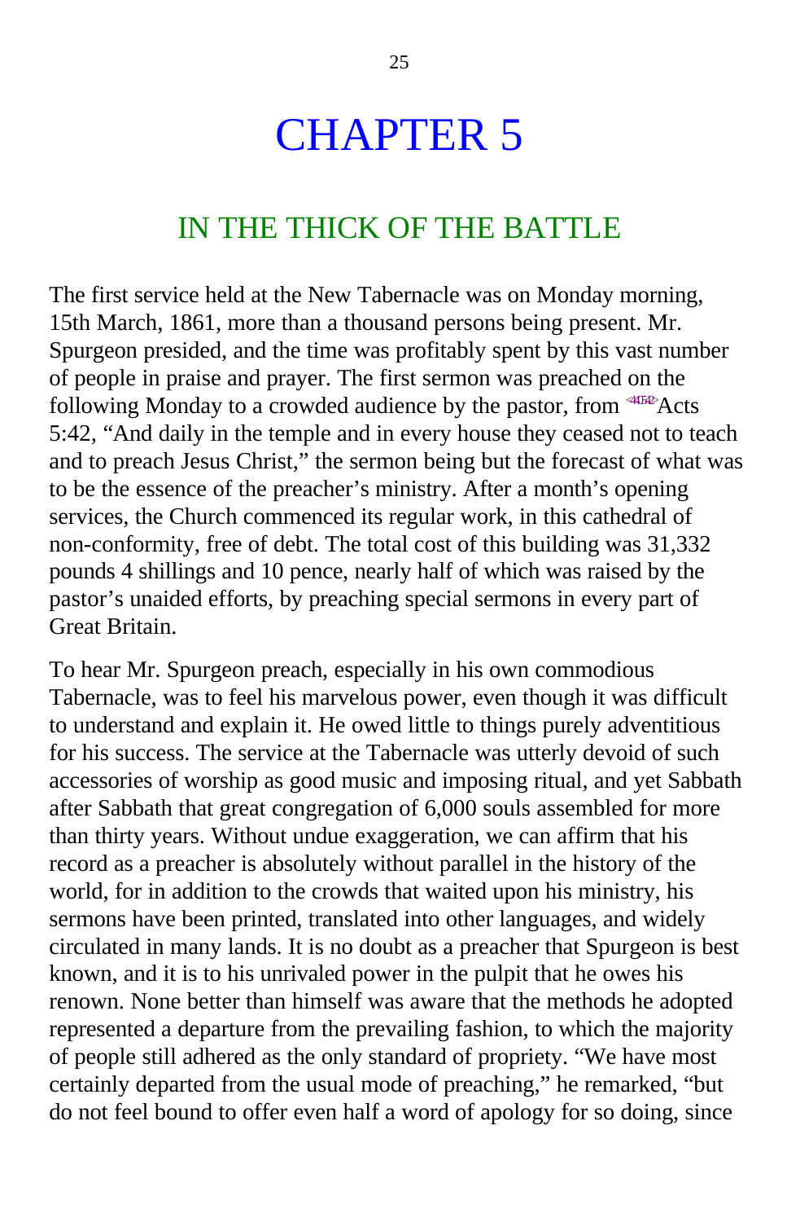# CHAPTER 5

## IN THE THICK OF THE BATTLE

The first service held at the New Tabernacle was on Monday morning, 15th March, 1861, more than a thousand persons being present. Mr. Spurgeon presided, and the time was profitably spent by this vast number of people in praise and prayer. The first sermon was preached on the following Monday to a crowded audience by the pastor, from <441542>Acts 5:42, “And daily in the temple and in every house they ceased not to teach and to preach Jesus Christ,” the sermon being but the forecast of what was to be the essence of the preacher’s ministry. After a month’s opening services, the Church commenced its regular work, in this cathedral of non-conformity, free of debt. The total cost of this building was 31,332 pounds 4 shillings and 10 pence, nearly half of which was raised by the pastor’s unaided efforts, by preaching special sermons in every part of Great Britain.

To hear Mr. Spurgeon preach, especially in his own commodious Tabernacle, was to feel his marvelous power, even though it was difficult to understand and explain it. He owed little to things purely adventitious for his success. The service at the Tabernacle was utterly devoid of such accessories of worship as good music and imposing ritual, and yet Sabbath after Sabbath that great congregation of 6,000 souls assembled for more than thirty years. Without undue exaggeration, we can affirm that his record as a preacher is absolutely without parallel in the history of the world, for in addition to the crowds that waited upon his ministry, his sermons have been printed, translated into other languages, and widely circulated in many lands. It is no doubt as a preacher that Spurgeon is best known, and it is to his unrivaled power in the pulpit that he owes his renown. None better than himself was aware that the methods he adopted represented a departure from the prevailing fashion, to which the majority of people still adhered as the only standard of propriety. “We have most certainly departed from the usual mode of preaching,” he remarked, “but do not feel bound to offer even half a word of apology for so doing, since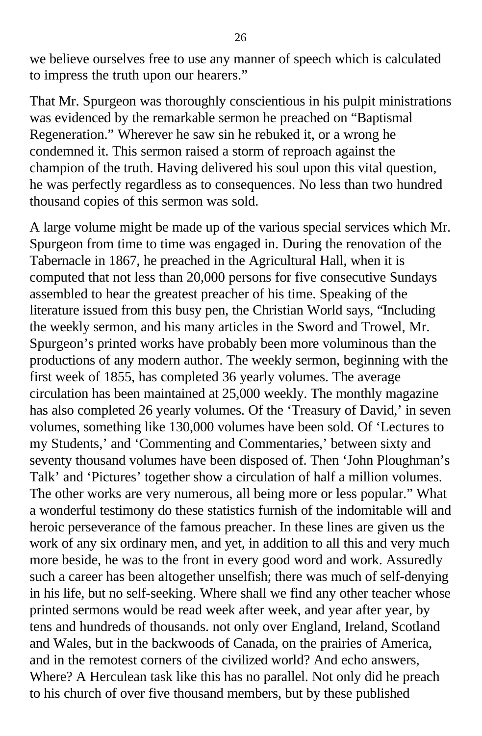we believe ourselves free to use any manner of speech which is calculated to impress the truth upon our hearers."

That Mr. Spurgeon was thoroughly conscientious in his pulpit ministrations was evidenced by the remarkable sermon he preached on "Baptismal Regeneration." Wherever he saw sin he rebuked it, or a wrong he condemned it. This sermon raised a storm of reproach against the champion of the truth. Having delivered his soul upon this vital question, he was perfectly regardless as to consequences. No less than two hundred thousand copies of this sermon was sold.

A large volume might be made up of the various special services which Mr. Spurgeon from time to time was engaged in. During the renovation of the Tabernacle in 1867, he preached in the Agricultural Hall, when it is computed that not less than 20,000 persons for five consecutive Sundays assembled to hear the greatest preacher of his time. Speaking of the literature issued from this busy pen, the Christian World says, "Including the weekly sermon, and his many articles in the Sword and Trowel, Mr. Spurgeon's printed works have probably been more voluminous than the productions of any modern author. The weekly sermon, beginning with the first week of 1855, has completed 36 yearly volumes. The average circulation has been maintained at 25,000 weekly. The monthly magazine has also completed 26 yearly volumes. Of the 'Treasury of David,' in seven volumes, something like 130,000 volumes have been sold. Of 'Lectures to my Students,' and 'Commenting and Commentaries,' between sixty and seventy thousand volumes have been disposed of. Then 'John Ploughman's Talk' and 'Pictures' together show a circulation of half a million volumes. The other works are very numerous, all being more or less popular." What a wonderful testimony do these statistics furnish of the indomitable will and heroic perseverance of the famous preacher. In these lines are given us the work of any six ordinary men, and yet, in addition to all this and very much more beside, he was to the front in every good word and work. Assuredly such a career has been altogether unselfish; there was much of self-denying in his life, but no self-seeking. Where shall we find any other teacher whose printed sermons would be read week after week, and year after year, by tens and hundreds of thousands. not only over England, Ireland, Scotland and Wales, but in the backwoods of Canada, on the prairies of America, and in the remotest corners of the civilized world? And echo answers, Where? A Herculean task like this has no parallel. Not only did he preach to his church of over five thousand members, but by these published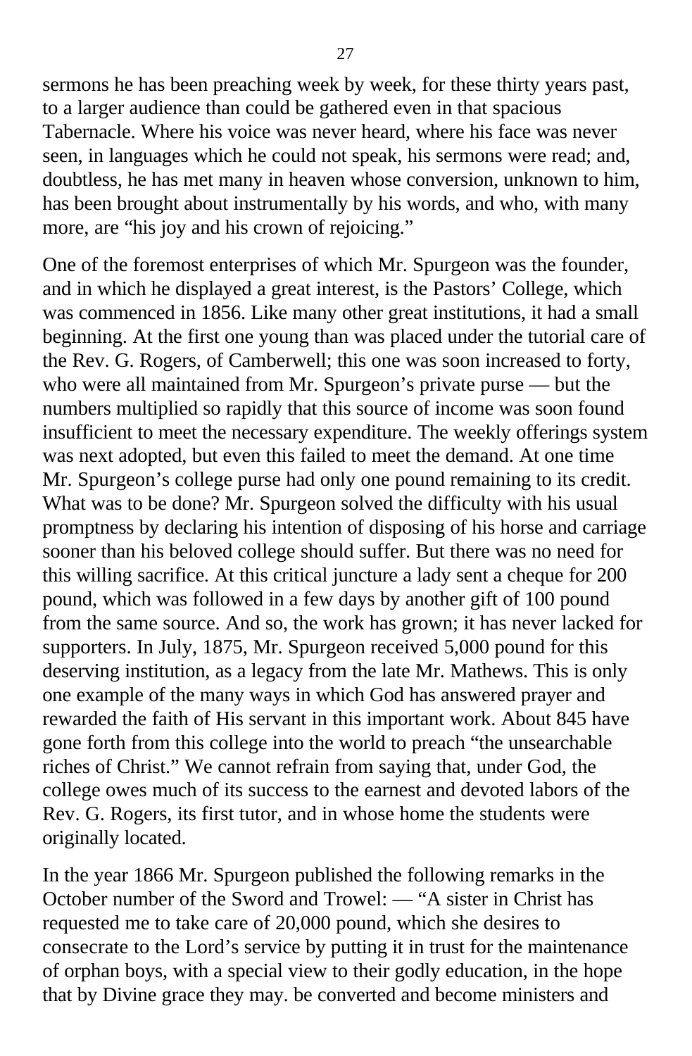sermons he has been preaching week by week, for these thirty years past, to a larger audience than could be gathered even in that spacious Tabernacle. Where his voice was never heard, where his face was never seen, in languages which he could not speak, his sermons were read; and, doubtless, he has met many in heaven whose conversion, unknown to him, has been brought about instrumentally by his words, and who, with many more, are "his joy and his crown of rejoicing."

One of the foremost enterprises of which Mr. Spurgeon was the founder, and in which he displayed a great interest, is the Pastors' College, which was commenced in 1856. Like many other great institutions, it had a small beginning. At the first one young than was placed under the tutorial care of the Rev. G. Rogers, of Camberwell; this one was soon increased to forty, who were all maintained from Mr. Spurgeon's private purse — but the numbers multiplied so rapidly that this source of income was soon found insufficient to meet the necessary expenditure. The weekly offerings system was next adopted, but even this failed to meet the demand. At one time Mr. Spurgeon's college purse had only one pound remaining to its credit. What was to be done? Mr. Spurgeon solved the difficulty with his usual promptness by declaring his intention of disposing of his horse and carriage sooner than his beloved college should suffer. But there was no need for this willing sacrifice. At this critical juncture a lady sent a cheque for 200 pound, which was followed in a few days by another gift of 100 pound from the same source. And so, the work has grown; it has never lacked for supporters. In July, 1875, Mr. Spurgeon received 5,000 pound for this deserving institution, as a legacy from the late Mr. Mathews. This is only one example of the many ways in which God has answered prayer and rewarded the faith of His servant in this important work. About 845 have gone forth from this college into the world to preach "the unsearchable riches of Christ." We cannot refrain from saying that, under God, the college owes much of its success to the earnest and devoted labors of the Rev. G. Rogers, its first tutor, and in whose home the students were originally located.

In the year 1866 Mr. Spurgeon published the following remarks in the October number of the Sword and Trowel: — "A sister in Christ has requested me to take care of 20,000 pound, which she desires to consecrate to the Lord's service by putting it in trust for the maintenance of orphan boys, with a special view to their godly education, in the hope that by Divine grace they may. be converted and become ministers and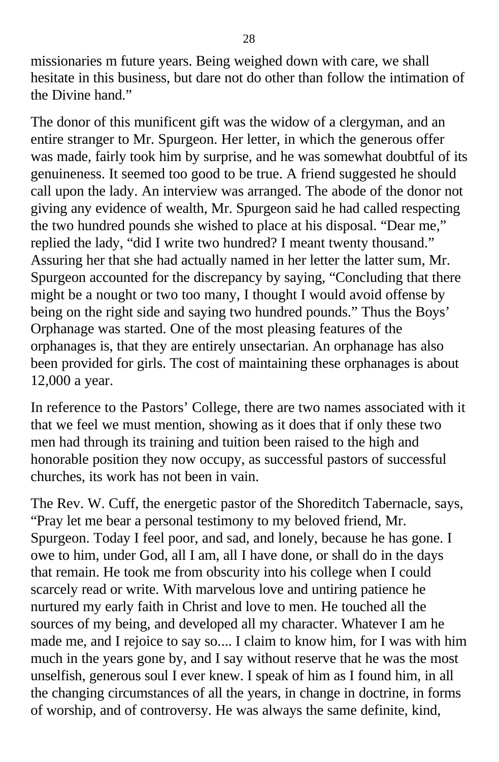missionaries m future years. Being weighed down with care, we shall hesitate in this business, but dare not do other than follow the intimation of the Divine hand."

The donor of this munificent gift was the widow of a clergyman, and an entire stranger to Mr. Spurgeon. Her letter, in which the generous offer was made, fairly took him by surprise, and he was somewhat doubtful of its genuineness. It seemed too good to be true. A friend suggested he should call upon the lady. An interview was arranged. The abode of the donor not giving any evidence of wealth, Mr. Spurgeon said he had called respecting the two hundred pounds she wished to place at his disposal. "Dear me," replied the lady, "did I write two hundred? I meant twenty thousand." Assuring her that she had actually named in her letter the latter sum, Mr. Spurgeon accounted for the discrepancy by saying, "Concluding that there might be a nought or two too many, I thought I would avoid offense by being on the right side and saying two hundred pounds." Thus the Boys' Orphanage was started. One of the most pleasing features of the orphanages is, that they are entirely unsectarian. An orphanage has also been provided for girls. The cost of maintaining these orphanages is about 12,000 a year.

In reference to the Pastors' College, there are two names associated with it that we feel we must mention, showing as it does that if only these two men had through its training and tuition been raised to the high and honorable position they now occupy, as successful pastors of successful churches, its work has not been in vain.

The Rev. W. Cuff, the energetic pastor of the Shoreditch Tabernacle, says, "Pray let me bear a personal testimony to my beloved friend, Mr. Spurgeon. Today I feel poor, and sad, and lonely, because he has gone. I owe to him, under God, all I am, all I have done, or shall do in the days that remain. He took me from obscurity into his college when I could scarcely read or write. With marvelous love and untiring patience he nurtured my early faith in Christ and love to men. He touched all the sources of my being, and developed all my character. Whatever I am he made me, and I rejoice to say so.... I claim to know him, for I was with him much in the years gone by, and I say without reserve that he was the most unselfish, generous soul I ever knew. I speak of him as I found him, in all the changing circumstances of all the years, in change in doctrine, in forms of worship, and of controversy. He was always the same definite, kind,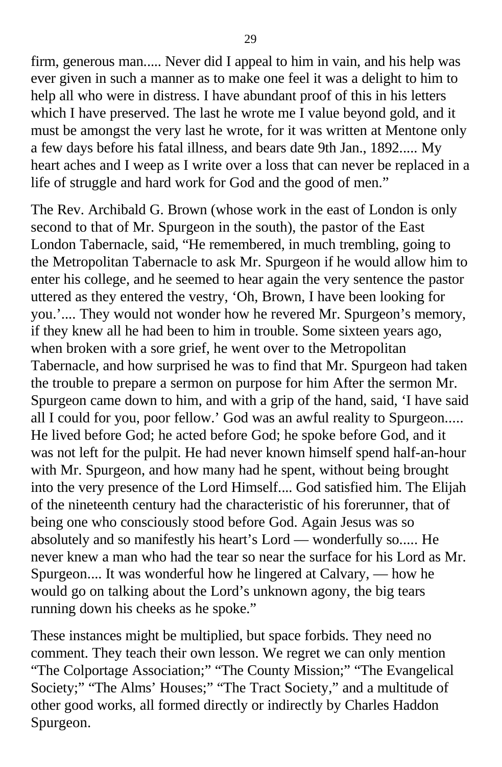firm, generous man..... Never did I appeal to him in vain, and his help was ever given in such a manner as to make one feel it was a delight to him to help all who were in distress. I have abundant proof of this in his letters which I have preserved. The last he wrote me I value beyond gold, and it must be amongst the very last he wrote, for it was written at Mentone only a few days before his fatal illness, and bears date 9th Jan., 1892..... My heart aches and I weep as I write over a loss that can never be replaced in a life of struggle and hard work for God and the good of men."

The Rev. Archibald G. Brown (whose work in the east of London is only second to that of Mr. Spurgeon in the south), the pastor of the East London Tabernacle, said, "He remembered, in much trembling, going to the Metropolitan Tabernacle to ask Mr. Spurgeon if he would allow him to enter his college, and he seemed to hear again the very sentence the pastor uttered as they entered the vestry, 'Oh, Brown, I have been looking for you.'.... They would not wonder how he revered Mr. Spurgeon's memory, if they knew all he had been to him in trouble. Some sixteen years ago, when broken with a sore grief, he went over to the Metropolitan Tabernacle, and how surprised he was to find that Mr. Spurgeon had taken the trouble to prepare a sermon on purpose for him After the sermon Mr. Spurgeon came down to him, and with a grip of the hand, said, 'I have said all I could for you, poor fellow.' God was an awful reality to Spurgeon..... He lived before God; he acted before God; he spoke before God, and it was not left for the pulpit. He had never known himself spend half-an-hour with Mr. Spurgeon, and how many had he spent, without being brought into the very presence of the Lord Himself.... God satisfied him. The Elijah of the nineteenth century had the characteristic of his forerunner, that of being one who consciously stood before God. Again Jesus was so absolutely and so manifestly his heart's Lord — wonderfully so..... He never knew a man who had the tear so near the surface for his Lord as Mr. Spurgeon.... It was wonderful how he lingered at Calvary, — how he would go on talking about the Lord's unknown agony, the big tears running down his cheeks as he spoke."

These instances might be multiplied, but space forbids. They need no comment. They teach their own lesson. We regret we can only mention "The Colportage Association;" "The County Mission;" "The Evangelical Society;" "The Alms' Houses;" "The Tract Society," and a multitude of other good works, all formed directly or indirectly by Charles Haddon Spurgeon.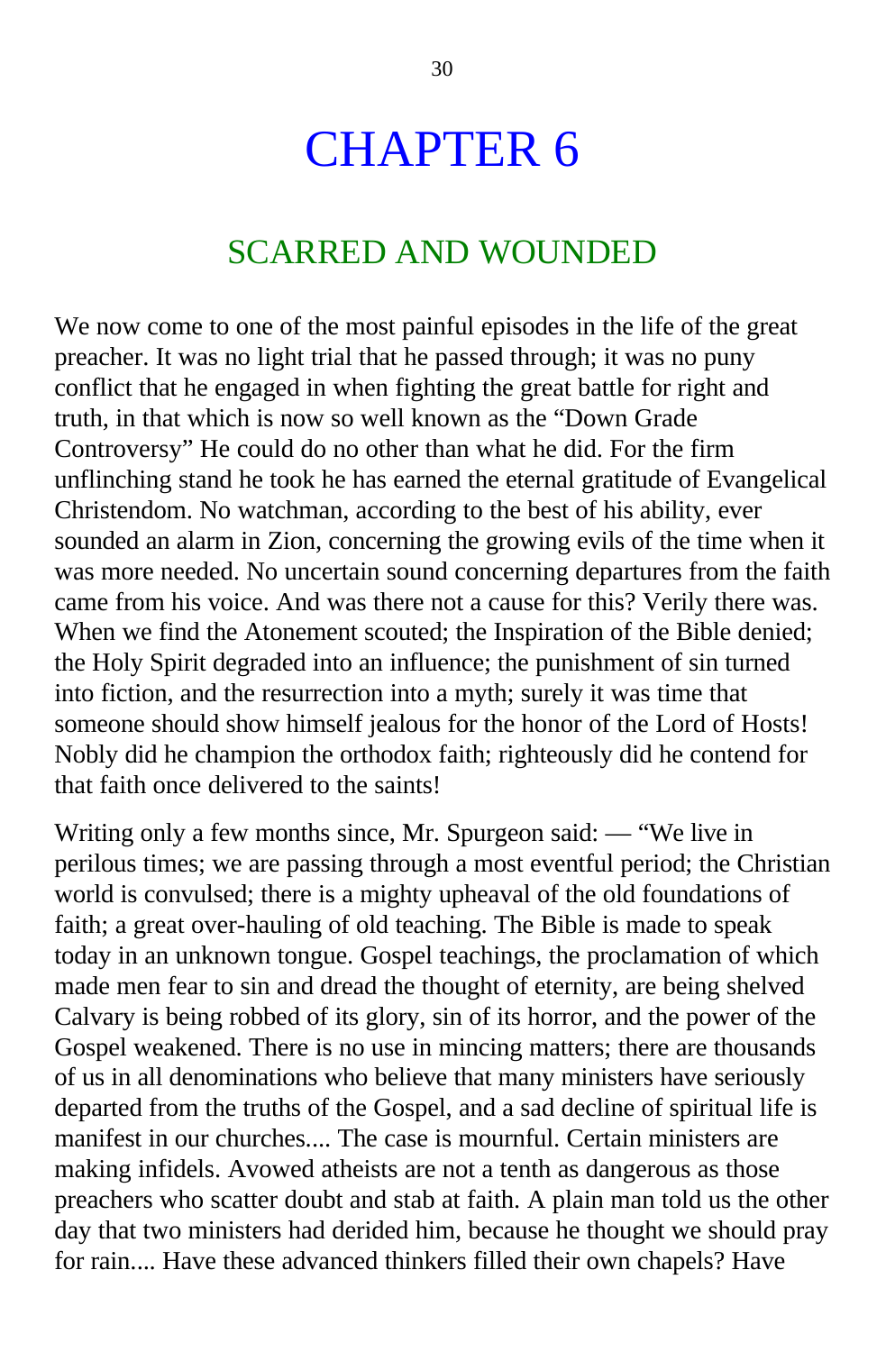# CHAPTER 6

## SCARRED AND WOUNDED

We now come to one of the most painful episodes in the life of the great preacher. It was no light trial that he passed through; it was no puny conflict that he engaged in when fighting the great battle for right and truth, in that which is now so well known as the "Down Grade Controversy" He could do no other than what he did. For the firm unflinching stand he took he has earned the eternal gratitude of Evangelical Christendom. No watchman, according to the best of his ability, ever sounded an alarm in Zion, concerning the growing evils of the time when it was more needed. No uncertain sound concerning departures from the faith came from his voice. And was there not a cause for this? Verily there was. When we find the Atonement scouted; the Inspiration of the Bible denied; the Holy Spirit degraded into an influence; the punishment of sin turned into fiction, and the resurrection into a myth; surely it was time that someone should show himself jealous for the honor of the Lord of Hosts! Nobly did he champion the orthodox faith; righteously did he contend for that faith once delivered to the saints!

Writing only a few months since, Mr. Spurgeon said: — "We live in perilous times; we are passing through a most eventful period; the Christian world is convulsed; there is a mighty upheaval of the old foundations of faith; a great over-hauling of old teaching. The Bible is made to speak today in an unknown tongue. Gospel teachings, the proclamation of which made men fear to sin and dread the thought of eternity, are being shelved Calvary is being robbed of its glory, sin of its horror, and the power of the Gospel weakened. There is no use in mincing matters; there are thousands of us in all denominations who believe that many ministers have seriously departed from the truths of the Gospel, and a sad decline of spiritual life is manifest in our churches.... The case is mournful. Certain ministers are making infidels. Avowed atheists are not a tenth as dangerous as those preachers who scatter doubt and stab at faith. A plain man told us the other day that two ministers had derided him, because he thought we should pray for rain.... Have these advanced thinkers filled their own chapels? Have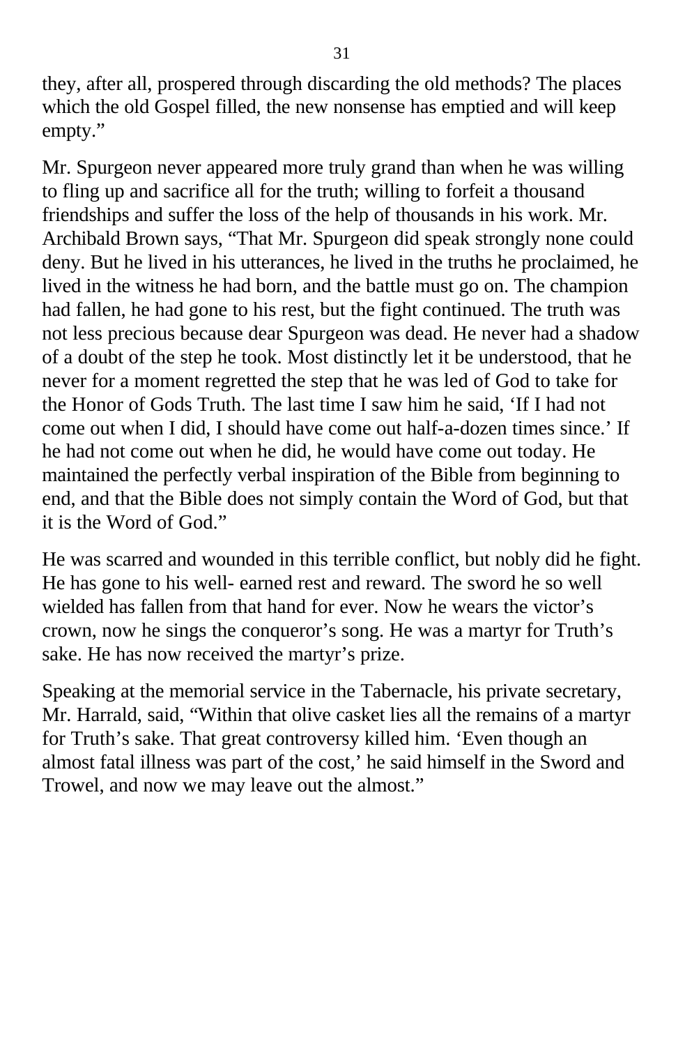they, after all, prospered through discarding the old methods? The places which the old Gospel filled, the new nonsense has emptied and will keep empty."

Mr. Spurgeon never appeared more truly grand than when he was willing to fling up and sacrifice all for the truth; willing to forfeit a thousand friendships and suffer the loss of the help of thousands in his work. Mr. Archibald Brown says, "That Mr. Spurgeon did speak strongly none could deny. But he lived in his utterances, he lived in the truths he proclaimed, he lived in the witness he had born, and the battle must go on. The champion had fallen, he had gone to his rest, but the fight continued. The truth was not less precious because dear Spurgeon was dead. He never had a shadow of a doubt of the step he took. Most distinctly let it be understood, that he never for a moment regretted the step that he was led of God to take for the Honor of Gods Truth. The last time I saw him he said, 'If I had not come out when I did, I should have come out half-a-dozen times since.' If he had not come out when he did, he would have come out today. He maintained the perfectly verbal inspiration of the Bible from beginning to end, and that the Bible does not simply contain the Word of God, but that it is the Word of God."

He was scarred and wounded in this terrible conflict, but nobly did he fight. He has gone to his well- earned rest and reward. The sword he so well wielded has fallen from that hand for ever. Now he wears the victor's crown, now he sings the conqueror's song. He was a martyr for Truth's sake. He has now received the martyr's prize.

Speaking at the memorial service in the Tabernacle, his private secretary, Mr. Harrald, said, "Within that olive casket lies all the remains of a martyr for Truth's sake. That great controversy killed him. 'Even though an almost fatal illness was part of the cost,' he said himself in the Sword and Trowel, and now we may leave out the almost."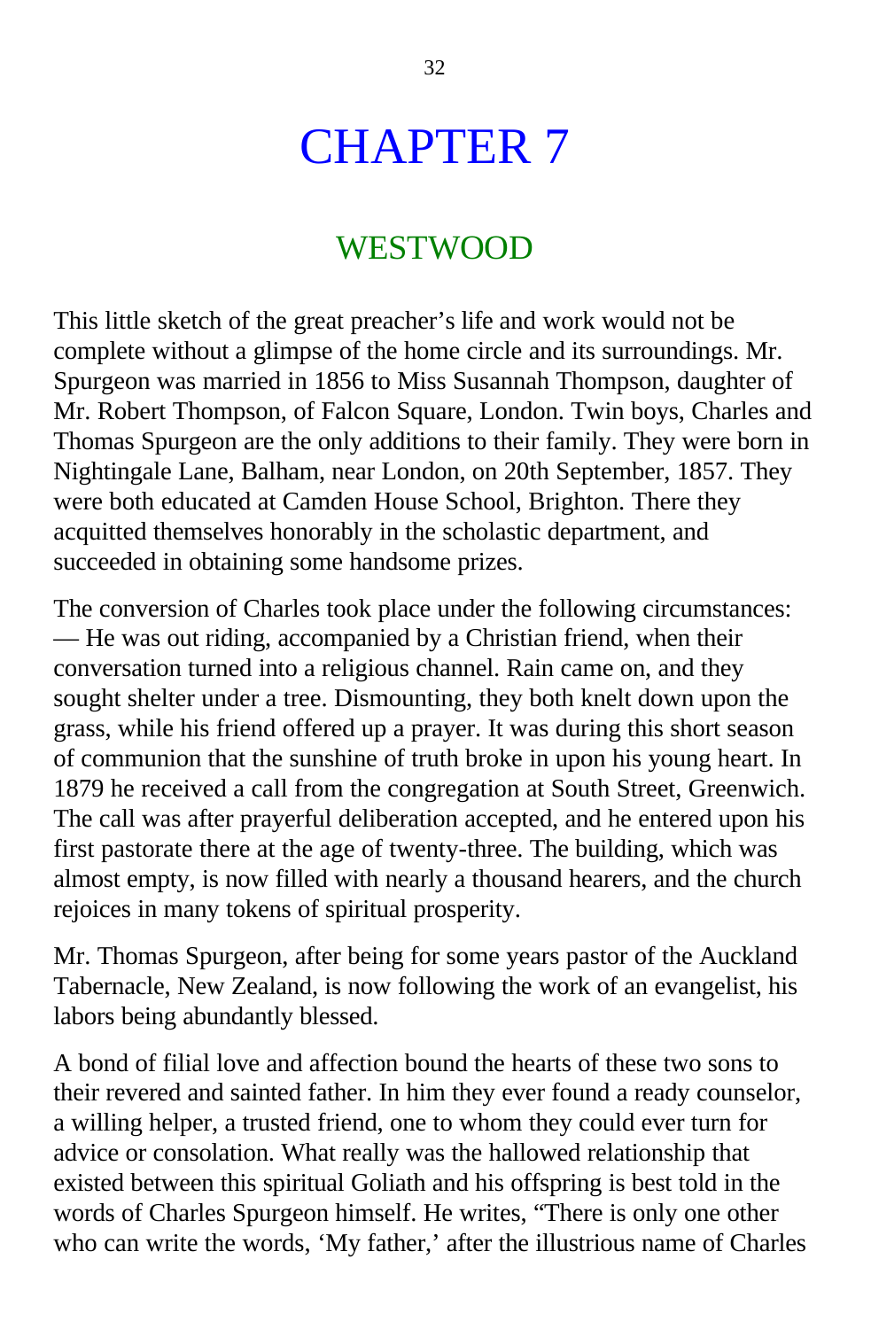# CHAPTER 7

## WESTWOOD

This little sketch of the great preacher's life and work would not be complete without a glimpse of the home circle and its surroundings. Mr. Spurgeon was married in 1856 to Miss Susannah Thompson, daughter of Mr. Robert Thompson, of Falcon Square, London. Twin boys, Charles and Thomas Spurgeon are the only additions to their family. They were born in Nightingale Lane, Balham, near London, on 20th September, 1857. They were both educated at Camden House School, Brighton. There they acquitted themselves honorably in the scholastic department, and succeeded in obtaining some handsome prizes.

The conversion of Charles took place under the following circumstances: — He was out riding, accompanied by a Christian friend, when their conversation turned into a religious channel. Rain came on, and they sought shelter under a tree. Dismounting, they both knelt down upon the grass, while his friend offered up a prayer. It was during this short season of communion that the sunshine of truth broke in upon his young heart. In 1879 he received a call from the congregation at South Street, Greenwich. The call was after prayerful deliberation accepted, and he entered upon his first pastorate there at the age of twenty-three. The building, which was almost empty, is now filled with nearly a thousand hearers, and the church rejoices in many tokens of spiritual prosperity.

Mr. Thomas Spurgeon, after being for some years pastor of the Auckland Tabernacle, New Zealand, is now following the work of an evangelist, his labors being abundantly blessed.

A bond of filial love and affection bound the hearts of these two sons to their revered and sainted father. In him they ever found a ready counselor, a willing helper, a trusted friend, one to whom they could ever turn for advice or consolation. What really was the hallowed relationship that existed between this spiritual Goliath and his offspring is best told in the words of Charles Spurgeon himself. He writes, "There is only one other who can write the words, 'My father,' after the illustrious name of Charles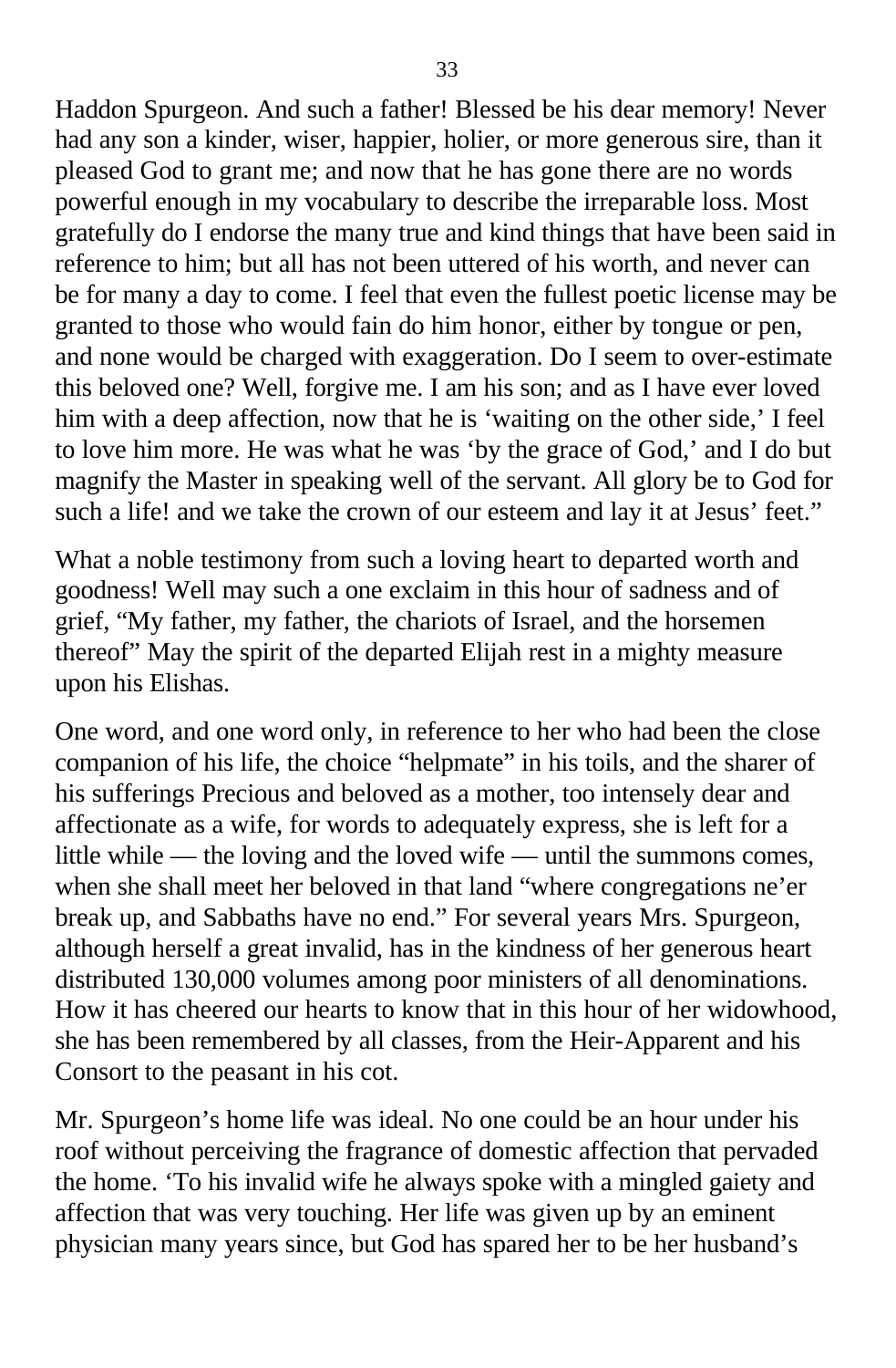Haddon Spurgeon. And such a father! Blessed be his dear memory! Never had any son a kinder, wiser, happier, holier, or more generous sire, than it pleased God to grant me; and now that he has gone there are no words powerful enough in my vocabulary to describe the irreparable loss. Most gratefully do I endorse the many true and kind things that have been said in reference to him; but all has not been uttered of his worth, and never can be for many a day to come. I feel that even the fullest poetic license may be granted to those who would fain do him honor, either by tongue or pen, and none would be charged with exaggeration. Do I seem to over-estimate this beloved one? Well, forgive me. I am his son; and as I have ever loved him with a deep affection, now that he is 'waiting on the other side,' I feel to love him more. He was what he was 'by the grace of God,' and I do but magnify the Master in speaking well of the servant. All glory be to God for such a life! and we take the crown of our esteem and lay it at Jesus' feet."

What a noble testimony from such a loving heart to departed worth and goodness! Well may such a one exclaim in this hour of sadness and of grief, "My father, my father, the chariots of Israel, and the horsemen thereof" May the spirit of the departed Elijah rest in a mighty measure upon his Elishas.

One word, and one word only, in reference to her who had been the close companion of his life, the choice "helpmate" in his toils, and the sharer of his sufferings Precious and beloved as a mother, too intensely dear and affectionate as a wife, for words to adequately express, she is left for a little while — the loving and the loved wife — until the summons comes, when she shall meet her beloved in that land "where congregations ne'er break up, and Sabbaths have no end." For several years Mrs. Spurgeon, although herself a great invalid, has in the kindness of her generous heart distributed 130,000 volumes among poor ministers of all denominations. How it has cheered our hearts to know that in this hour of her widowhood, she has been remembered by all classes, from the Heir-Apparent and his Consort to the peasant in his cot.

Mr. Spurgeon's home life was ideal. No one could be an hour under his roof without perceiving the fragrance of domestic affection that pervaded the home. 'To his invalid wife he always spoke with a mingled gaiety and affection that was very touching. Her life was given up by an eminent physician many years since, but God has spared her to be her husband's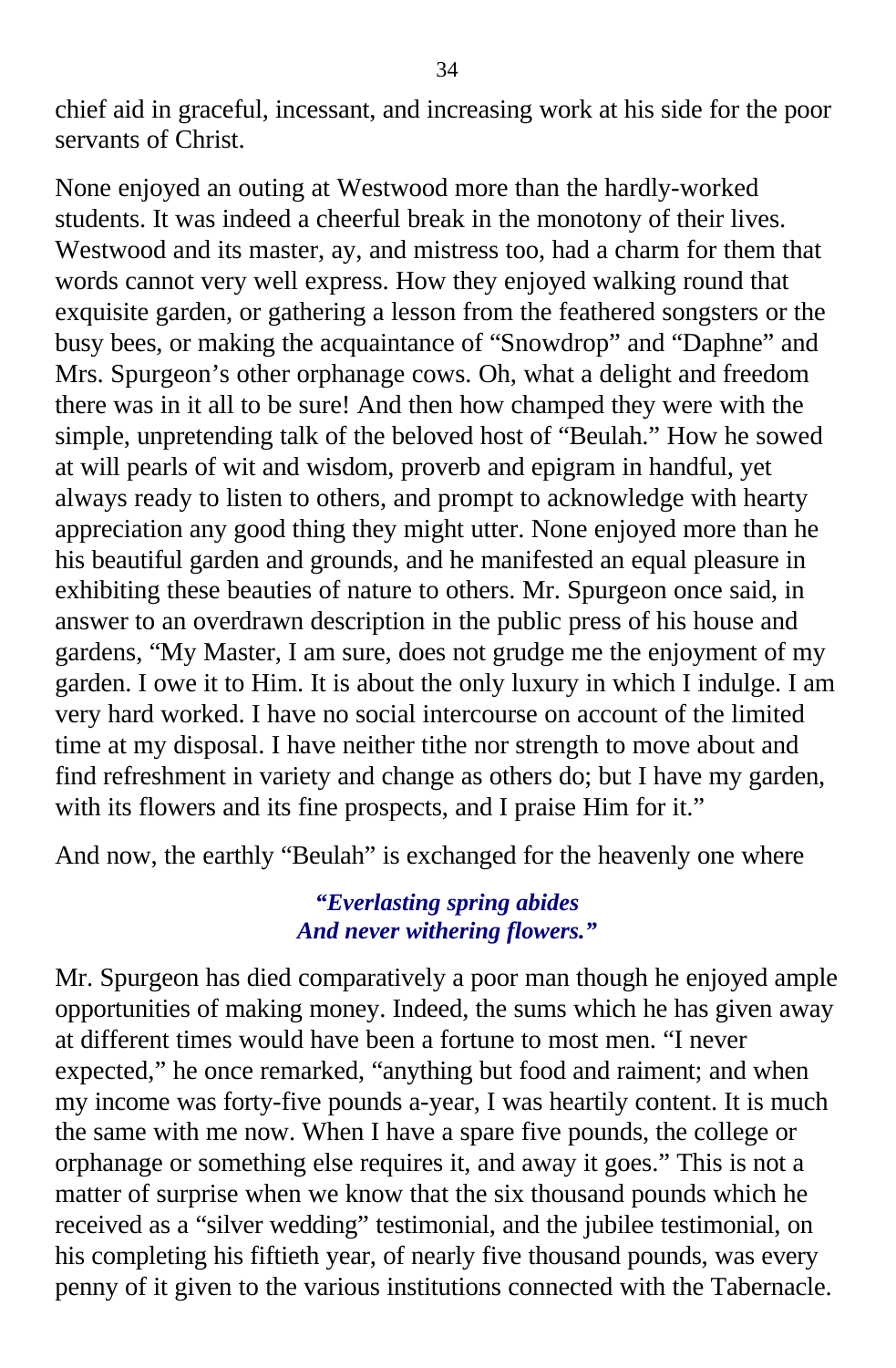chief aid in graceful, incessant, and increasing work at his side for the poor servants of Christ.

None enjoyed an outing at Westwood more than the hardly-worked students. It was indeed a cheerful break in the monotony of their lives. Westwood and its master, ay, and mistress too, had a charm for them that words cannot very well express. How they enjoyed walking round that exquisite garden, or gathering a lesson from the feathered songsters or the busy bees, or making the acquaintance of "Snowdrop" and "Daphne" and Mrs. Spurgeon's other orphanage cows. Oh, what a delight and freedom there was in it all to be sure! And then how champed they were with the simple, unpretending talk of the beloved host of "Beulah." How he sowed at will pearls of wit and wisdom, proverb and epigram in handful, yet always ready to listen to others, and prompt to acknowledge with hearty appreciation any good thing they might utter. None enjoyed more than he his beautiful garden and grounds, and he manifested an equal pleasure in exhibiting these beauties of nature to others. Mr. Spurgeon once said, in answer to an overdrawn description in the public press of his house and gardens, "My Master, I am sure, does not grudge me the enjoyment of my garden. I owe it to Him. It is about the only luxury in which I indulge. I am very hard worked. I have no social intercourse on account of the limited time at my disposal. I have neither tithe nor strength to move about and find refreshment in variety and change as others do; but I have my garden, with its flowers and its fine prospects, and I praise Him for it."

And now, the earthly "Beulah" is exchanged for the heavenly one where

*"Everlasting spring abides*
*And never withering flowers."*

Mr. Spurgeon has died comparatively a poor man though he enjoyed ample opportunities of making money. Indeed, the sums which he has given away at different times would have been a fortune to most men. "I never expected," he once remarked, "anything but food and raiment; and when my income was forty-five pounds a-year, I was heartily content. It is much the same with me now. When I have a spare five pounds, the college or orphanage or something else requires it, and away it goes." This is not a matter of surprise when we know that the six thousand pounds which he received as a "silver wedding" testimonial, and the jubilee testimonial, on his completing his fiftieth year, of nearly five thousand pounds, was every penny of it given to the various institutions connected with the Tabernacle.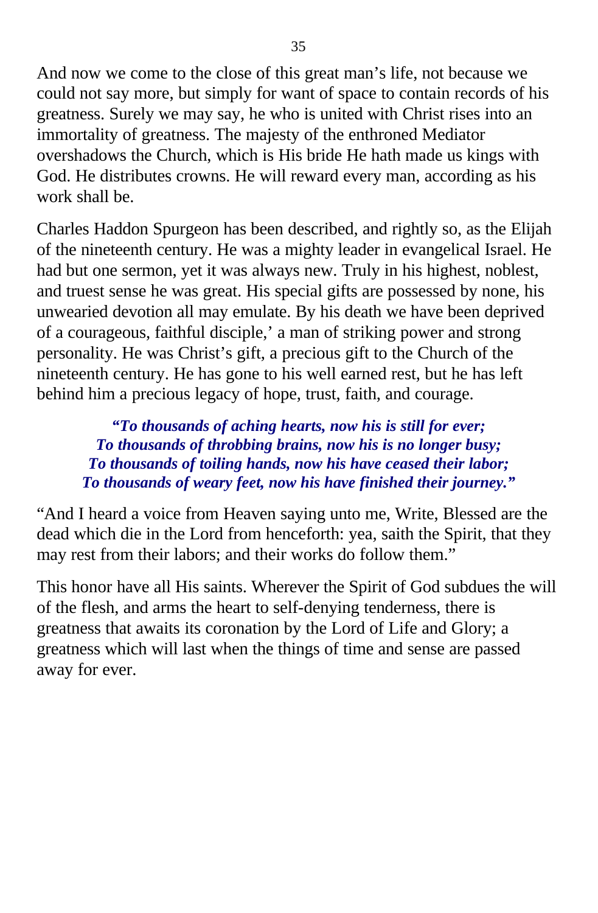And now we come to the close of this great man's life, not because we could not say more, but simply for want of space to contain records of his greatness. Surely we may say, he who is united with Christ rises into an immortality of greatness. The majesty of the enthroned Mediator overshadows the Church, which is His bride He hath made us kings with God. He distributes crowns. He will reward every man, according as his work shall be.

Charles Haddon Spurgeon has been described, and rightly so, as the Elijah of the nineteenth century. He was a mighty leader in evangelical Israel. He had but one sermon, yet it was always new. Truly in his highest, noblest, and truest sense he was great. His special gifts are possessed by none, his unwearied devotion all may emulate. By his death we have been deprived of a courageous, faithful disciple,' a man of striking power and strong personality. He was Christ's gift, a precious gift to the Church of the nineteenth century. He has gone to his well earned rest, but he has left behind him a precious legacy of hope, trust, faith, and courage.

***"To thousands of aching hearts, now his is still for ever;***
***To thousands of throbbing brains, now his is no longer busy;***
***To thousands of toiling hands, now his have ceased their labor;***
***To thousands of weary feet, now his have finished their journey."***

"And I heard a voice from Heaven saying unto me, Write, Blessed are the dead which die in the Lord from henceforth: yea, saith the Spirit, that they may rest from their labors; and their works do follow them."

This honor have all His saints. Wherever the Spirit of God subdues the will of the flesh, and arms the heart to self-denying tenderness, there is greatness that awaits its coronation by the Lord of Life and Glory; a greatness which will last when the things of time and sense are passed away for ever.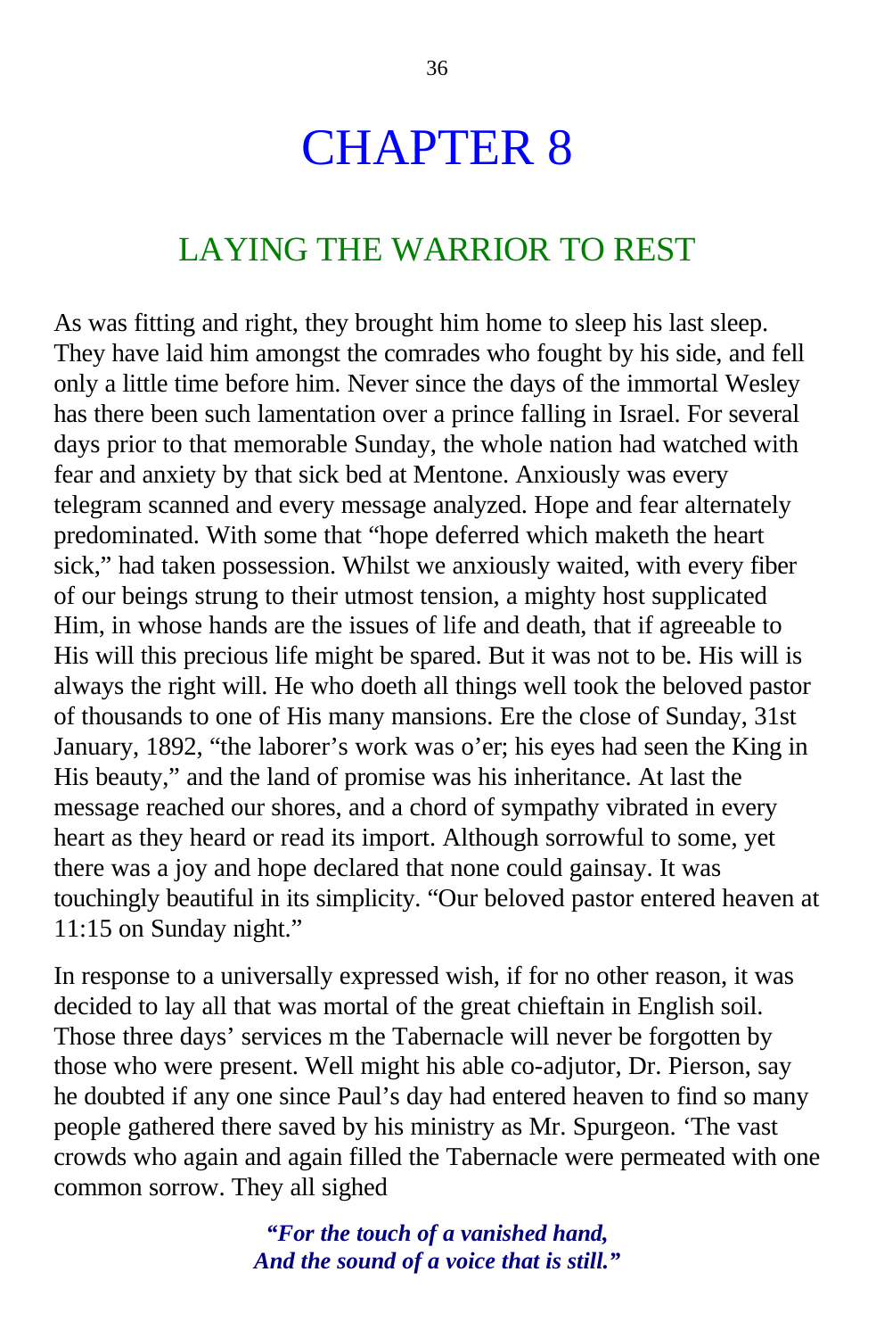# CHAPTER 8

## LAYING THE WARRIOR TO REST

As was fitting and right, they brought him home to sleep his last sleep. They have laid him amongst the comrades who fought by his side, and fell only a little time before him. Never since the days of the immortal Wesley has there been such lamentation over a prince falling in Israel. For several days prior to that memorable Sunday, the whole nation had watched with fear and anxiety by that sick bed at Mentone. Anxiously was every telegram scanned and every message analyzed. Hope and fear alternately predominated. With some that "hope deferred which maketh the heart sick," had taken possession. Whilst we anxiously waited, with every fiber of our beings strung to their utmost tension, a mighty host supplicated Him, in whose hands are the issues of life and death, that if agreeable to His will this precious life might be spared. But it was not to be. His will is always the right will. He who doeth all things well took the beloved pastor of thousands to one of His many mansions. Ere the close of Sunday, 31st January, 1892, "the laborer's work was o'er; his eyes had seen the King in His beauty," and the land of promise was his inheritance. At last the message reached our shores, and a chord of sympathy vibrated in every heart as they heard or read its import. Although sorrowful to some, yet there was a joy and hope declared that none could gainsay. It was touchingly beautiful in its simplicity. "Our beloved pastor entered heaven at 11:15 on Sunday night."

In response to a universally expressed wish, if for no other reason, it was decided to lay all that was mortal of the great chieftain in English soil. Those three days' services m the Tabernacle will never be forgotten by those who were present. Well might his able co-adjutor, Dr. Pierson, say he doubted if any one since Paul's day had entered heaven to find so many people gathered there saved by his ministry as Mr. Spurgeon. 'The vast crowds who again and again filled the Tabernacle were permeated with one common sorrow. They all sighed

> ***"For the touch of a vanished hand,***
> ***And the sound of a voice that is still."***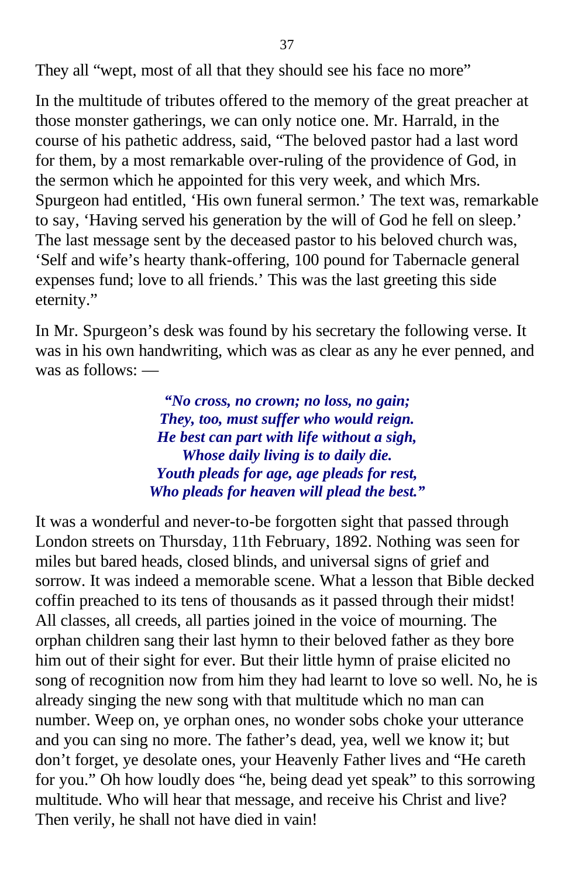They all "wept, most of all that they should see his face no more"

In the multitude of tributes offered to the memory of the great preacher at those monster gatherings, we can only notice one. Mr. Harrald, in the course of his pathetic address, said, "The beloved pastor had a last word for them, by a most remarkable over-ruling of the providence of God, in the sermon which he appointed for this very week, and which Mrs. Spurgeon had entitled, 'His own funeral sermon.' The text was, remarkable to say, 'Having served his generation by the will of God he fell on sleep.' The last message sent by the deceased pastor to his beloved church was, 'Self and wife's hearty thank-offering, 100 pound for Tabernacle general expenses fund; love to all friends.' This was the last greeting this side eternity."

In Mr. Spurgeon's desk was found by his secretary the following verse. It was in his own handwriting, which was as clear as any he ever penned, and was as follows: —

> ***"No cross, no crown; no loss, no gain;***
> ***They, too, must suffer who would reign.***
> ***He best can part with life without a sigh,***
> ***Whose daily living is to daily die.***
> ***Youth pleads for age, age pleads for rest,***
> ***Who pleads for heaven will plead the best."***

It was a wonderful and never-to-be forgotten sight that passed through London streets on Thursday, 11th February, 1892. Nothing was seen for miles but bared heads, closed blinds, and universal signs of grief and sorrow. It was indeed a memorable scene. What a lesson that Bible decked coffin preached to its tens of thousands as it passed through their midst! All classes, all creeds, all parties joined in the voice of mourning. The orphan children sang their last hymn to their beloved father as they bore him out of their sight for ever. But their little hymn of praise elicited no song of recognition now from him they had learnt to love so well. No, he is already singing the new song with that multitude which no man can number. Weep on, ye orphan ones, no wonder sobs choke your utterance and you can sing no more. The father's dead, yea, well we know it; but don't forget, ye desolate ones, your Heavenly Father lives and "He careth for you." Oh how loudly does "he, being dead yet speak" to this sorrowing multitude. Who will hear that message, and receive his Christ and live? Then verily, he shall not have died in vain!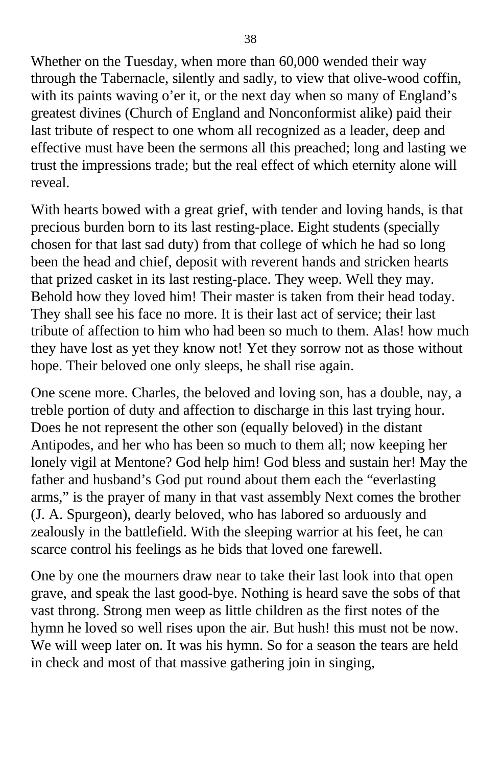Whether on the Tuesday, when more than 60,000 wended their way through the Tabernacle, silently and sadly, to view that olive-wood coffin, with its paints waving o'er it, or the next day when so many of England's greatest divines (Church of England and Nonconformist alike) paid their last tribute of respect to one whom all recognized as a leader, deep and effective must have been the sermons all this preached; long and lasting we trust the impressions trade; but the real effect of which eternity alone will reveal.

With hearts bowed with a great grief, with tender and loving hands, is that precious burden born to its last resting-place. Eight students (specially chosen for that last sad duty) from that college of which he had so long been the head and chief, deposit with reverent hands and stricken hearts that prized casket in its last resting-place. They weep. Well they may. Behold how they loved him! Their master is taken from their head today. They shall see his face no more. It is their last act of service; their last tribute of affection to him who had been so much to them. Alas! how much they have lost as yet they know not! Yet they sorrow not as those without hope. Their beloved one only sleeps, he shall rise again.

One scene more. Charles, the beloved and loving son, has a double, nay, a treble portion of duty and affection to discharge in this last trying hour. Does he not represent the other son (equally beloved) in the distant Antipodes, and her who has been so much to them all; now keeping her lonely vigil at Mentone? God help him! God bless and sustain her! May the father and husband's God put round about them each the "everlasting arms," is the prayer of many in that vast assembly Next comes the brother (J. A. Spurgeon), dearly beloved, who has labored so arduously and zealously in the battlefield. With the sleeping warrior at his feet, he can scarce control his feelings as he bids that loved one farewell.

One by one the mourners draw near to take their last look into that open grave, and speak the last good-bye. Nothing is heard save the sobs of that vast throng. Strong men weep as little children as the first notes of the hymn he loved so well rises upon the air. But hush! this must not be now. We will weep later on. It was his hymn. So for a season the tears are held in check and most of that massive gathering join in singing,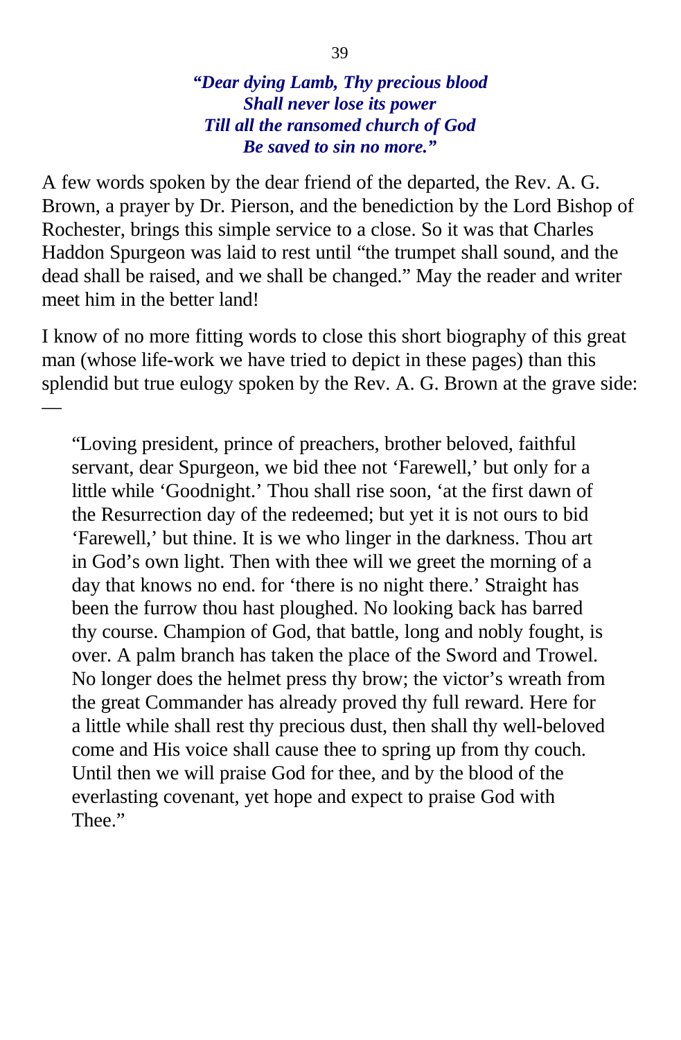*"Dear dying Lamb, Thy precious blood*
*Shall never lose its power*
*Till all the ransomed church of God*
*Be saved to sin no more."*

A few words spoken by the dear friend of the departed, the Rev. A. G. Brown, a prayer by Dr. Pierson, and the benediction by the Lord Bishop of Rochester, brings this simple service to a close. So it was that Charles Haddon Spurgeon was laid to rest until "the trumpet shall sound, and the dead shall be raised, and we shall be changed." May the reader and writer meet him in the better land!

I know of no more fitting words to close this short biography of this great man (whose life-work we have tried to depict in these pages) than this splendid but true eulogy spoken by the Rev. A. G. Brown at the grave side: —

> "Loving president, prince of preachers, brother beloved, faithful servant, dear Spurgeon, we bid thee not 'Farewell,' but only for a little while 'Goodnight.' Thou shall rise soon, 'at the first dawn of the Resurrection day of the redeemed; but yet it is not ours to bid 'Farewell,' but thine. It is we who linger in the darkness. Thou art in God's own light. Then with thee will we greet the morning of a day that knows no end. for 'there is no night there.' Straight has been the furrow thou hast ploughed. No looking back has barred thy course. Champion of God, that battle, long and nobly fought, is over. A palm branch has taken the place of the Sword and Trowel. No longer does the helmet press thy brow; the victor's wreath from the great Commander has already proved thy full reward. Here for a little while shall rest thy precious dust, then shall thy well-beloved come and His voice shall cause thee to spring up from thy couch. Until then we will praise God for thee, and by the blood of the everlasting covenant, yet hope and expect to praise God with Thee."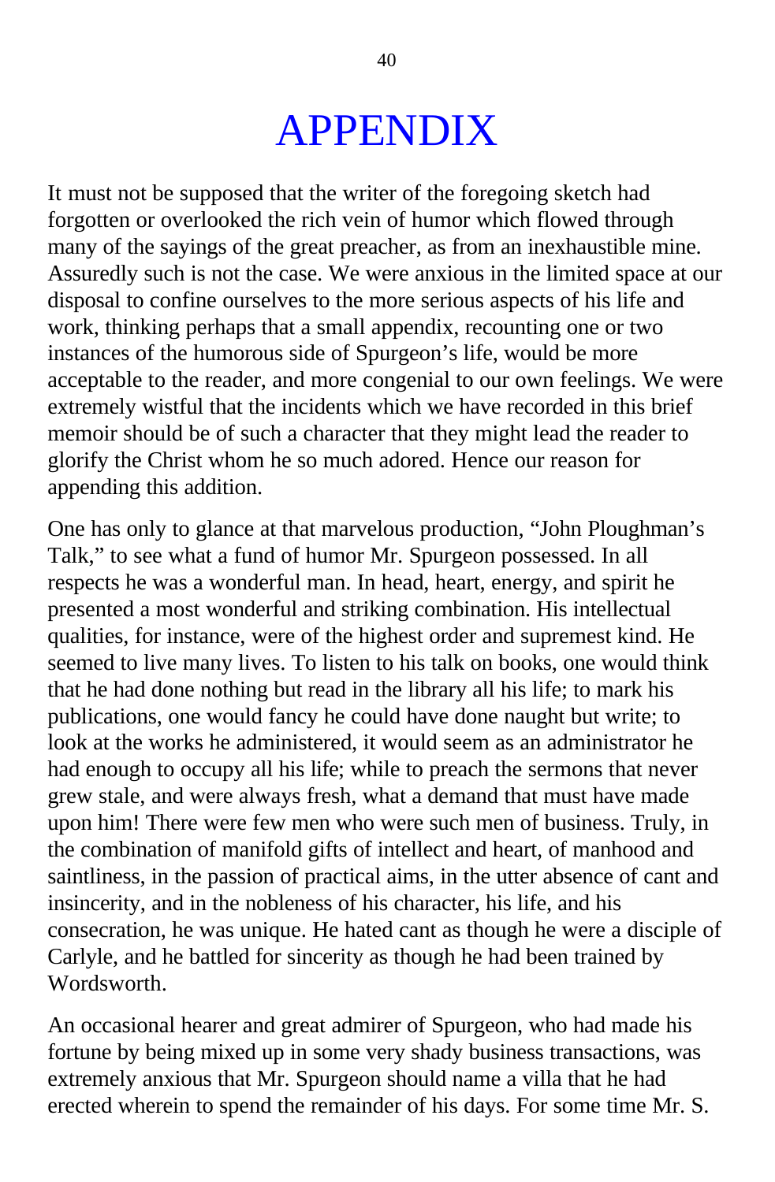# APPENDIX

It must not be supposed that the writer of the foregoing sketch had forgotten or overlooked the rich vein of humor which flowed through many of the sayings of the great preacher, as from an inexhaustible mine. Assuredly such is not the case. We were anxious in the limited space at our disposal to confine ourselves to the more serious aspects of his life and work, thinking perhaps that a small appendix, recounting one or two instances of the humorous side of Spurgeon's life, would be more acceptable to the reader, and more congenial to our own feelings. We were extremely wistful that the incidents which we have recorded in this brief memoir should be of such a character that they might lead the reader to glorify the Christ whom he so much adored. Hence our reason for appending this addition.

One has only to glance at that marvelous production, "John Ploughman's Talk," to see what a fund of humor Mr. Spurgeon possessed. In all respects he was a wonderful man. In head, heart, energy, and spirit he presented a most wonderful and striking combination. His intellectual qualities, for instance, were of the highest order and supremest kind. He seemed to live many lives. To listen to his talk on books, one would think that he had done nothing but read in the library all his life; to mark his publications, one would fancy he could have done naught but write; to look at the works he administered, it would seem as an administrator he had enough to occupy all his life; while to preach the sermons that never grew stale, and were always fresh, what a demand that must have made upon him! There were few men who were such men of business. Truly, in the combination of manifold gifts of intellect and heart, of manhood and saintliness, in the passion of practical aims, in the utter absence of cant and insincerity, and in the nobleness of his character, his life, and his consecration, he was unique. He hated cant as though he were a disciple of Carlyle, and he battled for sincerity as though he had been trained by Wordsworth.

An occasional hearer and great admirer of Spurgeon, who had made his fortune by being mixed up in some very shady business transactions, was extremely anxious that Mr. Spurgeon should name a villa that he had erected wherein to spend the remainder of his days. For some time Mr. S.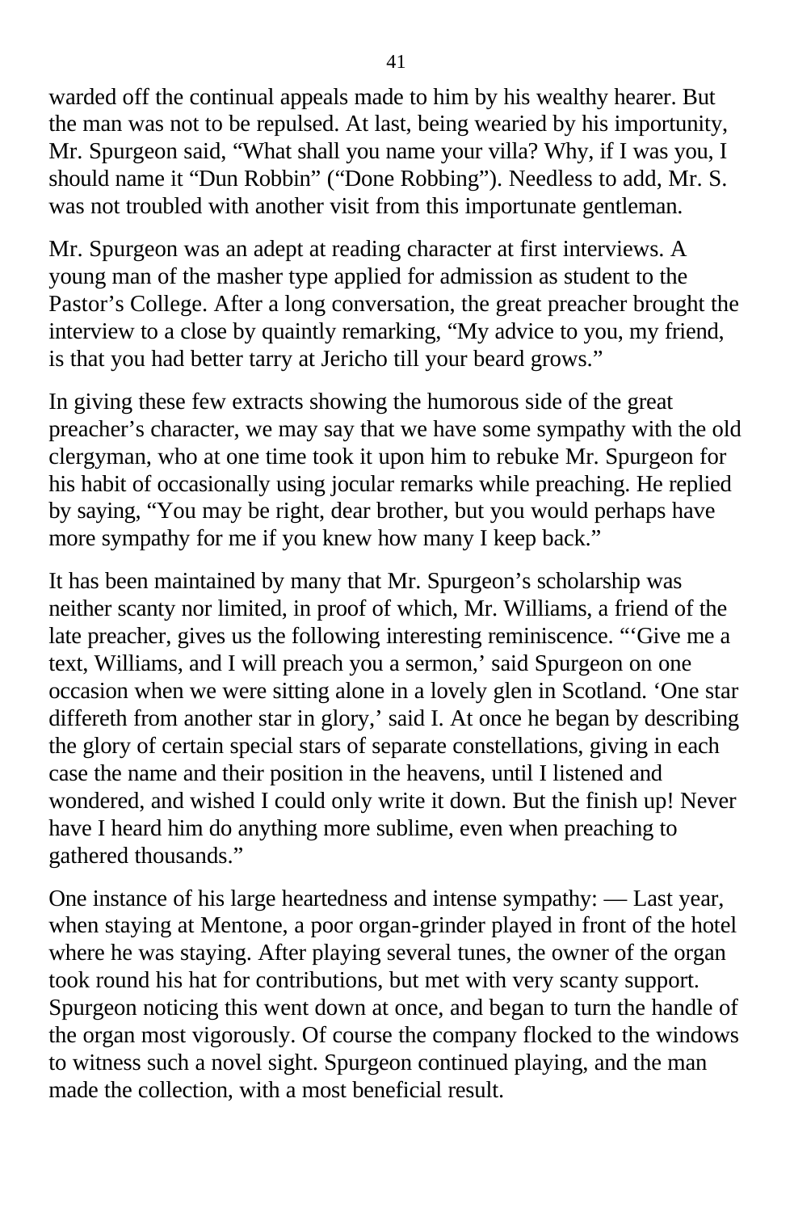warded off the continual appeals made to him by his wealthy hearer. But the man was not to be repulsed. At last, being wearied by his importunity, Mr. Spurgeon said, "What shall you name your villa? Why, if I was you, I should name it "Dun Robbin" ("Done Robbing"). Needless to add, Mr. S. was not troubled with another visit from this importunate gentleman.

Mr. Spurgeon was an adept at reading character at first interviews. A young man of the masher type applied for admission as student to the Pastor's College. After a long conversation, the great preacher brought the interview to a close by quaintly remarking, "My advice to you, my friend, is that you had better tarry at Jericho till your beard grows."

In giving these few extracts showing the humorous side of the great preacher's character, we may say that we have some sympathy with the old clergyman, who at one time took it upon him to rebuke Mr. Spurgeon for his habit of occasionally using jocular remarks while preaching. He replied by saying, "You may be right, dear brother, but you would perhaps have more sympathy for me if you knew how many I keep back."

It has been maintained by many that Mr. Spurgeon's scholarship was neither scanty nor limited, in proof of which, Mr. Williams, a friend of the late preacher, gives us the following interesting reminiscence. "'Give me a text, Williams, and I will preach you a sermon,' said Spurgeon on one occasion when we were sitting alone in a lovely glen in Scotland. 'One star differeth from another star in glory,' said I. At once he began by describing the glory of certain special stars of separate constellations, giving in each case the name and their position in the heavens, until I listened and wondered, and wished I could only write it down. But the finish up! Never have I heard him do anything more sublime, even when preaching to gathered thousands."

One instance of his large heartedness and intense sympathy: — Last year, when staying at Mentone, a poor organ-grinder played in front of the hotel where he was staying. After playing several tunes, the owner of the organ took round his hat for contributions, but met with very scanty support. Spurgeon noticing this went down at once, and began to turn the handle of the organ most vigorously. Of course the company flocked to the windows to witness such a novel sight. Spurgeon continued playing, and the man made the collection, with a most beneficial result.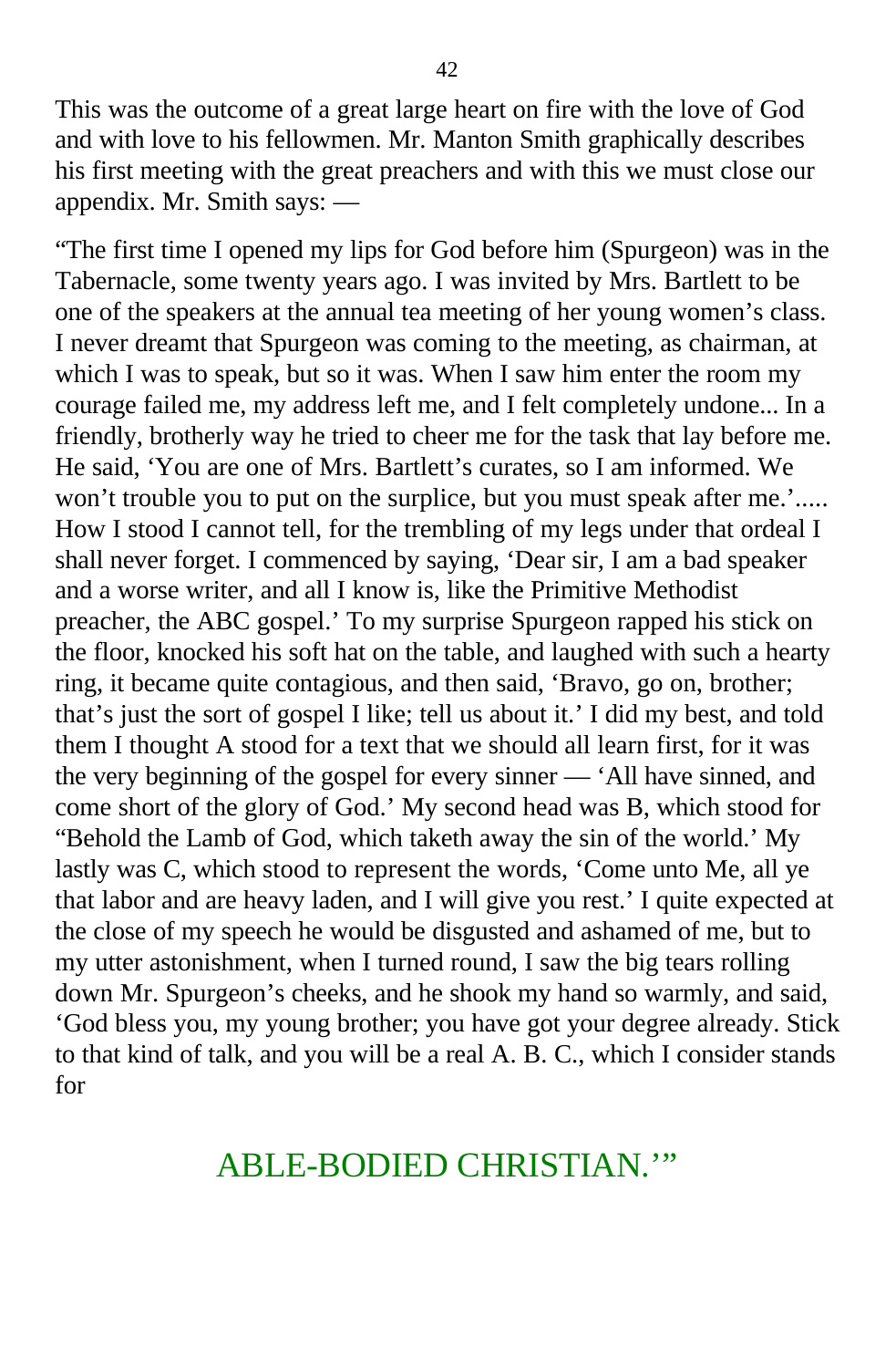This was the outcome of a great large heart on fire with the love of God and with love to his fellowmen. Mr. Manton Smith graphically describes his first meeting with the great preachers and with this we must close our appendix. Mr. Smith says: —

"The first time I opened my lips for God before him (Spurgeon) was in the Tabernacle, some twenty years ago. I was invited by Mrs. Bartlett to be one of the speakers at the annual tea meeting of her young women's class. I never dreamt that Spurgeon was coming to the meeting, as chairman, at which I was to speak, but so it was. When I saw him enter the room my courage failed me, my address left me, and I felt completely undone... In a friendly, brotherly way he tried to cheer me for the task that lay before me. He said, 'You are one of Mrs. Bartlett's curates, so I am informed. We won't trouble you to put on the surplice, but you must speak after me.'..... How I stood I cannot tell, for the trembling of my legs under that ordeal I shall never forget. I commenced by saying, 'Dear sir, I am a bad speaker and a worse writer, and all I know is, like the Primitive Methodist preacher, the ABC gospel.' To my surprise Spurgeon rapped his stick on the floor, knocked his soft hat on the table, and laughed with such a hearty ring, it became quite contagious, and then said, 'Bravo, go on, brother; that's just the sort of gospel I like; tell us about it.' I did my best, and told them I thought A stood for a text that we should all learn first, for it was the very beginning of the gospel for every sinner — 'All have sinned, and come short of the glory of God.' My second head was B, which stood for "Behold the Lamb of God, which taketh away the sin of the world.' My lastly was C, which stood to represent the words, 'Come unto Me, all ye that labor and are heavy laden, and I will give you rest.' I quite expected at the close of my speech he would be disgusted and ashamed of me, but to my utter astonishment, when I turned round, I saw the big tears rolling down Mr. Spurgeon's cheeks, and he shook my hand so warmly, and said, 'God bless you, my young brother; you have got your degree already. Stick to that kind of talk, and you will be a real A. B. C., which I consider stands for

ABLE-BODIED CHRISTIAN.'"